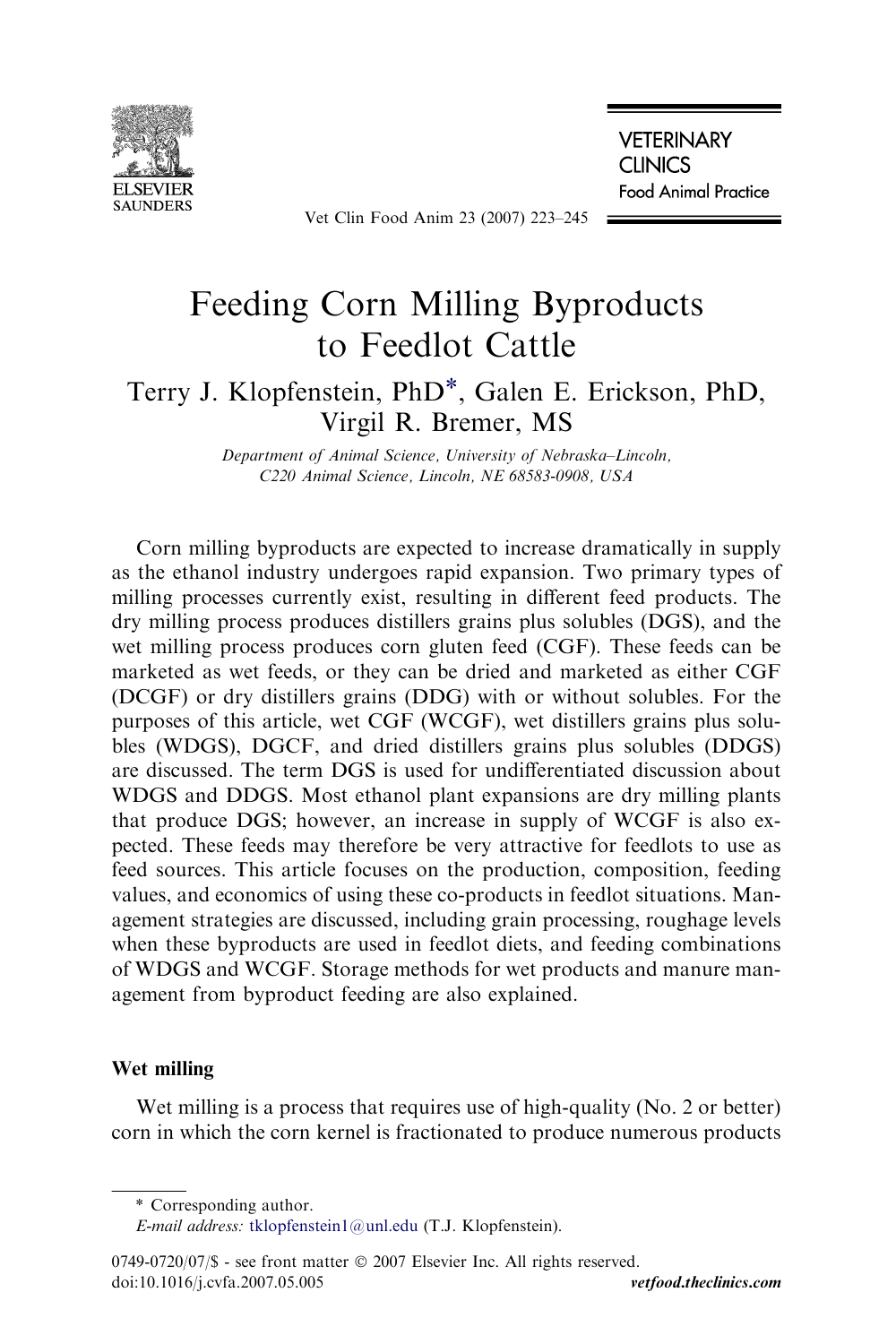# Feeding Corn Milling Byproducts to Feedlot Cattle

Terry J. Klopfenstein, PhD*, Galen E. Erickson, PhD, Virgil R. Bremer, MS

*Department of Animal Science, University of Nebraska–Lincoln, C220 Animal Science, Lincoln, NE 68583-0908, USA*

Corn milling byproducts are expected to increase dramatically in supply as the ethanol industry undergoes rapid expansion. Two primary types of milling processes currently exist, resulting in different feed products. The dry milling process produces distillers grains plus solubles (DGS), and the wet milling process produces corn gluten feed (CGF). These feeds can be marketed as wet feeds, or they can be dried and marketed as either CGF (DCGF) or dry distillers grains (DDG) with or without solubles. For the purposes of this article, wet CGF (WCGF), wet distillers grains plus solubles (WDGS), DGCF, and dried distillers grains plus solubles (DDGS) are discussed. The term DGS is used for undifferentiated discussion about WDGS and DDGS. Most ethanol plant expansions are dry milling plants that produce DGS; however, an increase in supply of WCGF is also expected. These feeds may therefore be very attractive for feedlots to use as feed sources. This article focuses on the production, composition, feeding values, and economics of using these co-products in feedlot situations. Management strategies are discussed, including grain processing, roughage levels when these byproducts are used in feedlot diets, and feeding combinations of WDGS and WCGF. Storage methods for wet products and manure management from byproduct feeding are also explained.

## Wet milling

Wet milling is a process that requires use of high-quality (No. 2 or better) corn in which the corn kernel is fractionated to produce numerous products

\* Corresponding author.
*E-mail address:* tklopfenstein1@unl.edu (T.J. Klopfenstein).

0749-0720/07/$ - see front matter © 2007 Elsevier Inc. All rights reserved.
doi:10.1016/j.cvfa.2007.05.005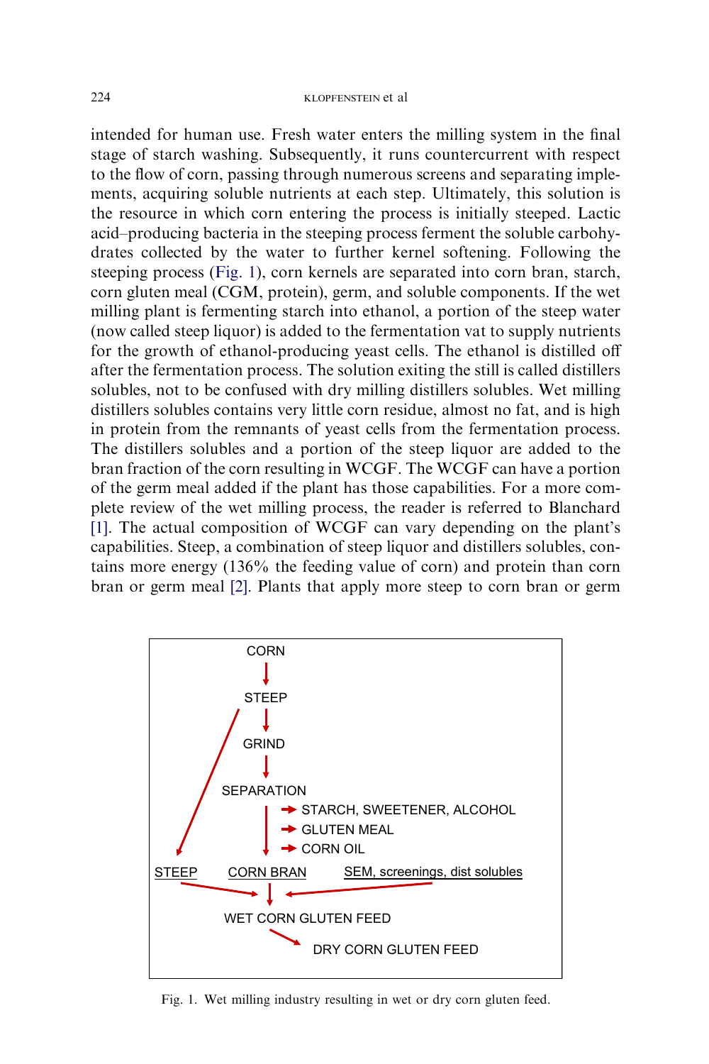intended for human use. Fresh water enters the milling system in the final stage of starch washing. Subsequently, it runs countercurrent with respect to the flow of corn, passing through numerous screens and separating implements, acquiring soluble nutrients at each step. Ultimately, this solution is the resource in which corn entering the process is initially steeped. Lactic acid–producing bacteria in the steeping process ferment the soluble carbohydrates collected by the water to further kernel softening. Following the steeping process (Fig. 1), corn kernels are separated into corn bran, starch, corn gluten meal (CGM, protein), germ, and soluble components. If the wet milling plant is fermenting starch into ethanol, a portion of the steep water (now called steep liquor) is added to the fermentation vat to supply nutrients for the growth of ethanol-producing yeast cells. The ethanol is distilled off after the fermentation process. The solution exiting the still is called distillers solubles, not to be confused with dry milling distillers solubles. Wet milling distillers solubles contains very little corn residue, almost no fat, and is high in protein from the remnants of yeast cells from the fermentation process. The distillers solubles and a portion of the steep liquor are added to the bran fraction of the corn resulting in WCGF. The WCGF can have a portion of the germ meal added if the plant has those capabilities. For a more complete review of the wet milling process, the reader is referred to Blanchard [1]. The actual composition of WCGF can vary depending on the plant's capabilities. Steep, a combination of steep liquor and distillers solubles, contains more energy (136% the feeding value of corn) and protein than corn bran or germ meal [2]. Plants that apply more steep to corn bran or germ

```
CORN
  ↓
STEEP
  ↓
GRIND
  ↓
SEPARATION
  → STARCH, SWEETENER, ALCOHOL
  → GLUTEN MEAL
  → CORN OIL

STEEP     CORN BRAN     SEM, screenings, dist solubles
    ↘         ↓          ↙
      WET CORN GLUTEN FEED
              ↘
               DRY CORN GLUTEN FEED
```

Fig. 1. Wet milling industry resulting in wet or dry corn gluten feed.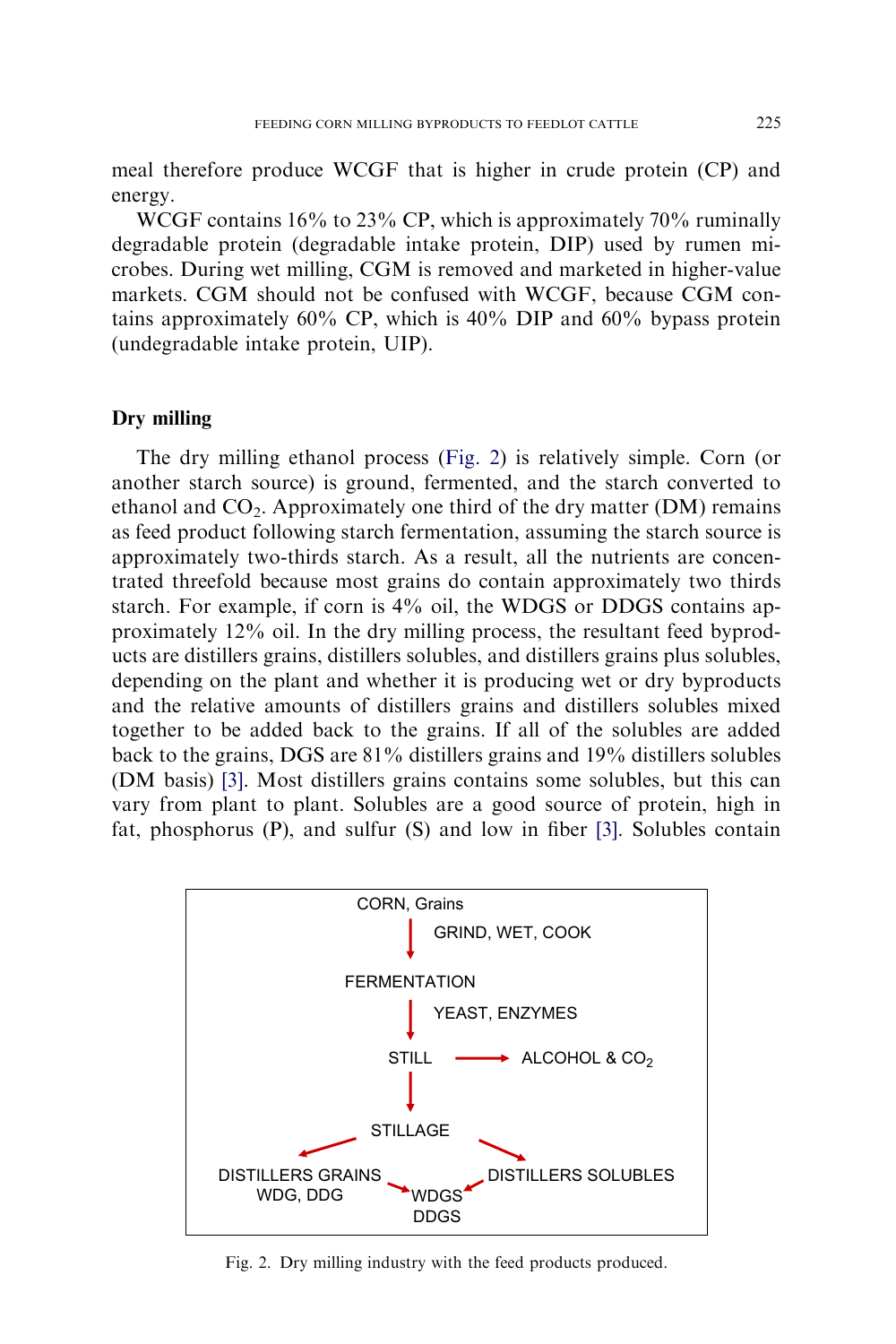meal therefore produce WCGF that is higher in crude protein (CP) and energy.

WCGF contains 16% to 23% CP, which is approximately 70% ruminally degradable protein (degradable intake protein, DIP) used by rumen microbes. During wet milling, CGM is removed and marketed in higher-value markets. CGM should not be confused with WCGF, because CGM contains approximately 60% CP, which is 40% DIP and 60% bypass protein (undegradable intake protein, UIP).

## Dry milling

The dry milling ethanol process (Fig. 2) is relatively simple. Corn (or another starch source) is ground, fermented, and the starch converted to ethanol and $CO_2$. Approximately one third of the dry matter (DM) remains as feed product following starch fermentation, assuming the starch source is approximately two-thirds starch. As a result, all the nutrients are concentrated threefold because most grains do contain approximately two thirds starch. For example, if corn is 4% oil, the WDGS or DDGS contains approximately 12% oil. In the dry milling process, the resultant feed byproducts are distillers grains, distillers solubles, and distillers grains plus solubles, depending on the plant and whether it is producing wet or dry byproducts and the relative amounts of distillers grains and distillers solubles mixed together to be added back to the grains. If all of the solubles are added back to the grains, DGS are 81% distillers grains and 19% distillers solubles (DM basis) [3]. Most distillers grains contains some solubles, but this can vary from plant to plant. Solubles are a good source of protein, high in fat, phosphorus (P), and sulfur (S) and low in fiber [3]. Solubles contain

CORN, Grains → GRIND, WET, COOK → FERMENTATION → YEAST, ENZYMES → STILL → ALCOHOL & $CO_2$; STILL → STILLAGE → DISTILLERS GRAINS (WDG, DDG) and DISTILLERS SOLUBLES → WDGS, DDGS

Fig. 2. Dry milling industry with the feed products produced.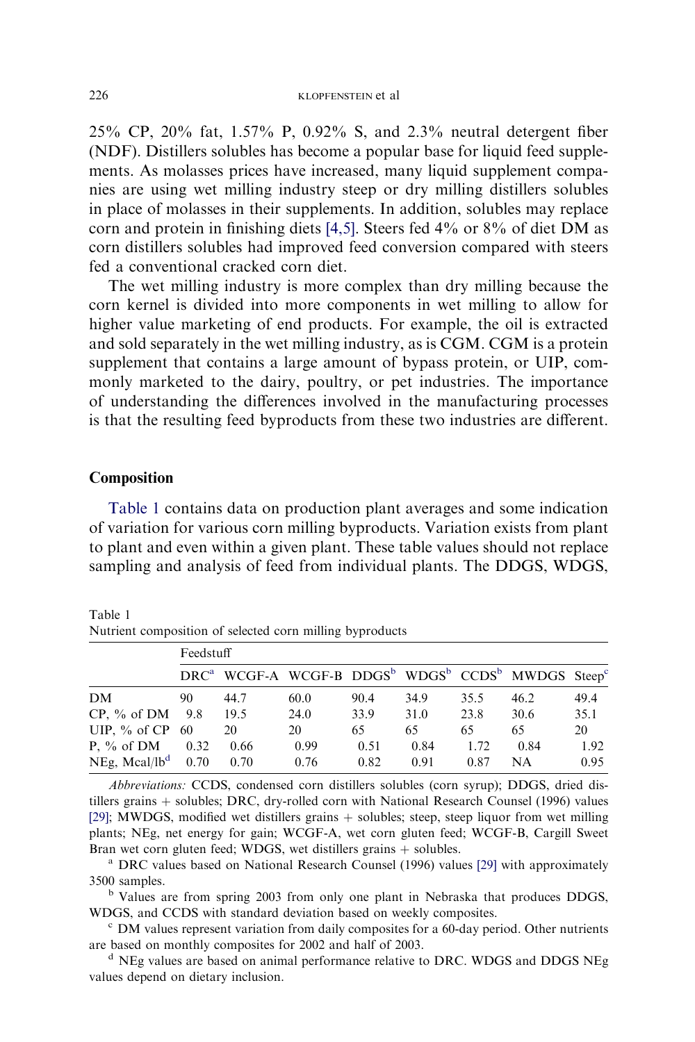25% CP, 20% fat, 1.57% P, 0.92% S, and 2.3% neutral detergent fiber (NDF). Distillers solubles has become a popular base for liquid feed supplements. As molasses prices have increased, many liquid supplement companies are using wet milling industry steep or dry milling distillers solubles in place of molasses in their supplements. In addition, solubles may replace corn and protein in finishing diets [4,5]. Steers fed 4% or 8% of diet DM as corn distillers solubles had improved feed conversion compared with steers fed a conventional cracked corn diet.

The wet milling industry is more complex than dry milling because the corn kernel is divided into more components in wet milling to allow for higher value marketing of end products. For example, the oil is extracted and sold separately in the wet milling industry, as is CGM. CGM is a protein supplement that contains a large amount of bypass protein, or UIP, commonly marketed to the dairy, poultry, or pet industries. The importance of understanding the differences involved in the manufacturing processes is that the resulting feed byproducts from these two industries are different.

## Composition

Table 1 contains data on production plant averages and some indication of variation for various corn milling byproducts. Variation exists from plant to plant and even within a given plant. These table values should not replace sampling and analysis of feed from individual plants. The DDGS, WDGS,

Table 1
Nutrient composition of selected corn milling byproducts

| | Feedstuff | | | | | | | |
|---|---|---|---|---|---|---|---|---|
| | DRC[a] | WCGF-A | WCGF-B | DDGS[b] | WDGS[b] | CCDS[b] | MWDGS | Steep[c] |
| DM | 90 | 44.7 | 60.0 | 90.4 | 34.9 | 35.5 | 46.2 | 49.4 |
| CP, % of DM | 9.8 | 19.5 | 24.0 | 33.9 | 31.0 | 23.8 | 30.6 | 35.1 |
| UIP, % of CP | 60 | 20 | 20 | 65 | 65 | 65 | 65 | 20 |
| P, % of DM | 0.32 | 0.66 | 0.99 | 0.51 | 0.84 | 1.72 | 0.84 | 1.92 |
| NEg, Mcal/lb[d] | 0.70 | 0.70 | 0.76 | 0.82 | 0.91 | 0.87 | NA | 0.95 |

*Abbreviations:* CCDS, condensed corn distillers solubles (corn syrup); DDGS, dried distillers grains + solubles; DRC, dry-rolled corn with National Research Counsel (1996) values [29]; MWDGS, modified wet distillers grains + solubles; steep, steep liquor from wet milling plants; NEg, net energy for gain; WCGF-A, wet corn gluten feed; WCGF-B, Cargill Sweet Bran wet corn gluten feed; WDGS, wet distillers grains + solubles.

[a] DRC values based on National Research Counsel (1996) values [29] with approximately 3500 samples.

[b] Values are from spring 2003 from only one plant in Nebraska that produces DDGS, WDGS, and CCDS with standard deviation based on weekly composites.

[c] DM values represent variation from daily composites for a 60-day period. Other nutrients are based on monthly composites for 2002 and half of 2003.

[d] NEg values are based on animal performance relative to DRC. WDGS and DDGS NEg values depend on dietary inclusion.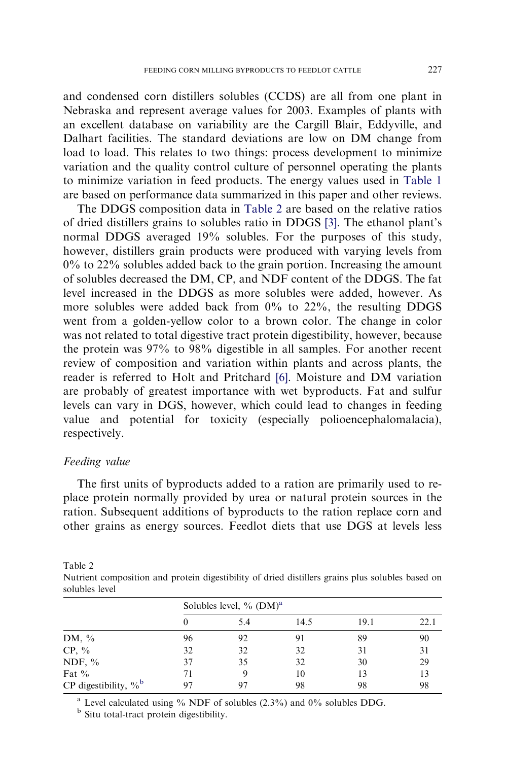and condensed corn distillers solubles (CCDS) are all from one plant in Nebraska and represent average values for 2003. Examples of plants with an excellent database on variability are the Cargill Blair, Eddyville, and Dalhart facilities. The standard deviations are low on DM change from load to load. This relates to two things: process development to minimize variation and the quality control culture of personnel operating the plants to minimize variation in feed products. The energy values used in Table 1 are based on performance data summarized in this paper and other reviews.

The DDGS composition data in Table 2 are based on the relative ratios of dried distillers grains to solubles ratio in DDGS [3]. The ethanol plant's normal DDGS averaged 19% solubles. For the purposes of this study, however, distillers grain products were produced with varying levels from 0% to 22% solubles added back to the grain portion. Increasing the amount of solubles decreased the DM, CP, and NDF content of the DDGS. The fat level increased in the DDGS as more solubles were added, however. As more solubles were added back from 0% to 22%, the resulting DDGS went from a golden-yellow color to a brown color. The change in color was not related to total digestive tract protein digestibility, however, because the protein was 97% to 98% digestible in all samples. For another recent review of composition and variation within plants and across plants, the reader is referred to Holt and Pritchard [6]. Moisture and DM variation are probably of greatest importance with wet byproducts. Fat and sulfur levels can vary in DGS, however, which could lead to changes in feeding value and potential for toxicity (especially polioencephalomalacia), respectively.

### *Feeding value*

The first units of byproducts added to a ration are primarily used to replace protein normally provided by urea or natural protein sources in the ration. Subsequent additions of byproducts to the ration replace corn and other grains as energy sources. Feedlot diets that use DGS at levels less

Table 2
Nutrient composition and protein digestibility of dried distillers grains plus solubles based on solubles level

| | Solubles level, % (DM)[a] | | | | |
|---|---|---|---|---|---|
| | 0 | 5.4 | 14.5 | 19.1 | 22.1 |
| DM, % | 96 | 92 | 91 | 89 | 90 |
| CP, % | 32 | 32 | 32 | 31 | 31 |
| NDF, % | 37 | 35 | 32 | 30 | 29 |
| Fat % | 71 | 9 | 10 | 13 | 13 |
| CP digestibility, %[b] | 97 | 97 | 98 | 98 | 98 |

[a] Level calculated using % NDF of solubles (2.3%) and 0% solubles DDG.
[b] Situ total-tract protein digestibility.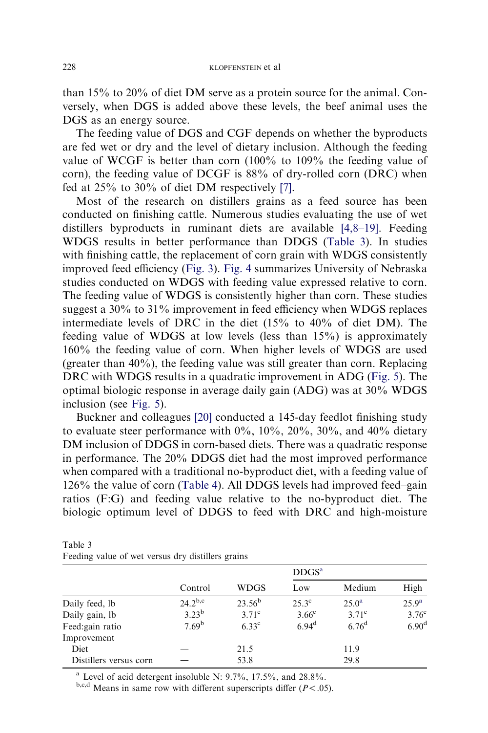than 15% to 20% of diet DM serve as a protein source for the animal. Conversely, when DGS is added above these levels, the beef animal uses the DGS as an energy source.

The feeding value of DGS and CGF depends on whether the byproducts are fed wet or dry and the level of dietary inclusion. Although the feeding value of WCGF is better than corn (100% to 109% the feeding value of corn), the feeding value of DCGF is 88% of dry-rolled corn (DRC) when fed at 25% to 30% of diet DM respectively [7].

Most of the research on distillers grains as a feed source has been conducted on finishing cattle. Numerous studies evaluating the use of wet distillers byproducts in ruminant diets are available [4,8–19]. Feeding WDGS results in better performance than DDGS (Table 3). In studies with finishing cattle, the replacement of corn grain with WDGS consistently improved feed efficiency (Fig. 3). Fig. 4 summarizes University of Nebraska studies conducted on WDGS with feeding value expressed relative to corn. The feeding value of WDGS is consistently higher than corn. These studies suggest a 30% to 31% improvement in feed efficiency when WDGS replaces intermediate levels of DRC in the diet (15% to 40% of diet DM). The feeding value of WDGS at low levels (less than 15%) is approximately 160% the feeding value of corn. When higher levels of WDGS are used (greater than 40%), the feeding value was still greater than corn. Replacing DRC with WDGS results in a quadratic improvement in ADG (Fig. 5). The optimal biologic response in average daily gain (ADG) was at 30% WDGS inclusion (see Fig. 5).

Buckner and colleagues [20] conducted a 145-day feedlot finishing study to evaluate steer performance with 0%, 10%, 20%, 30%, and 40% dietary DM inclusion of DDGS in corn-based diets. There was a quadratic response in performance. The 20% DDGS diet had the most improved performance when compared with a traditional no-byproduct diet, with a feeding value of 126% the value of corn (Table 4). All DDGS levels had improved feed–gain ratios (F:G) and feeding value relative to the no-byproduct diet. The biologic optimum level of DDGS to feed with DRC and high-moisture

Table 3
Feeding value of wet versus dry distillers grains

| | Control | WDGS | DDGS[a] | | |
|---|---|---|---|---|---|
| | | | Low | Medium | High |
| Daily feed, lb | 24.2[b,c] | 23.56[b] | 25.3[c] | 25.0[a] | 25.9[a] |
| Daily gain, lb | 3.23[b] | 3.71[c] | 3.66[c] | 3.71[c] | 3.76[c] |
| Feed:gain ratio | 7.69[b] | 6.33[c] | 6.94[d] | 6.76[d] | 6.90[d] |
| Improvement | | | | | |
| Diet | — | 21.5 | | 11.9 | |
| Distillers versus corn | — | 53.8 | | 29.8 | |

[a] Level of acid detergent insoluble N: 9.7%, 17.5%, and 28.8%.

[b,c,d] Means in same row with different superscripts differ ($P < .05$).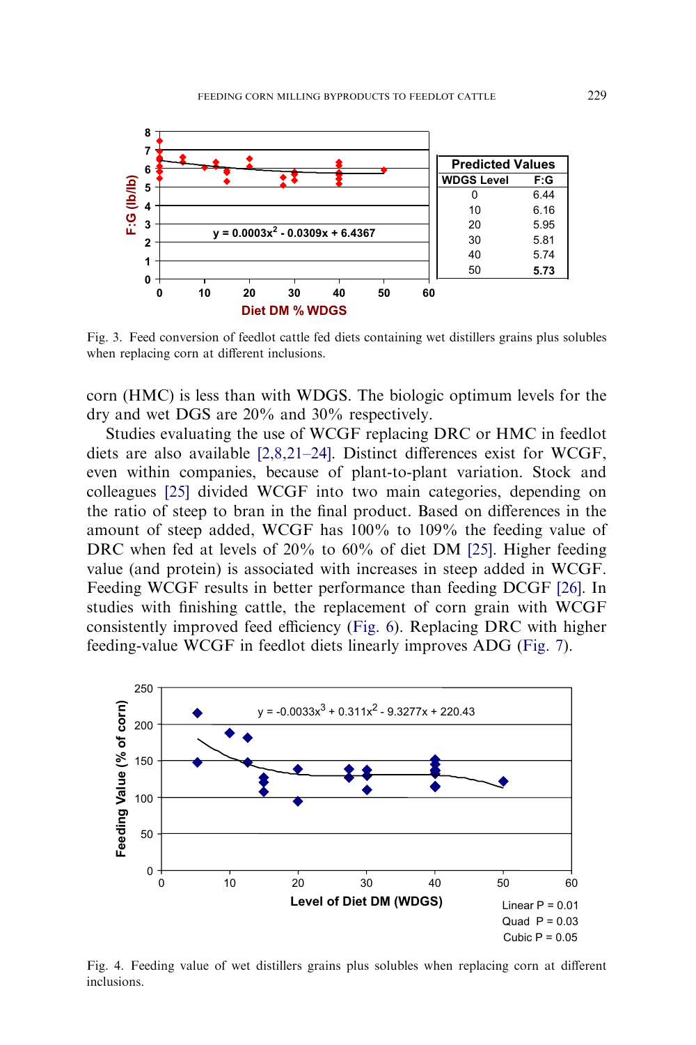| Predicted Values | |
|---|---|
| WDGS Level | F:G |
| 0 | 6.44 |
| 10 | 6.16 |
| 20 | 5.95 |
| 30 | 5.81 |
| 40 | 5.74 |
| 50 | **5.73** |

Fig. 3. Feed conversion of feedlot cattle fed diets containing wet distillers grains plus solubles when replacing corn at different inclusions.

corn (HMC) is less than with WDGS. The biologic optimum levels for the dry and wet DGS are 20% and 30% respectively.

Studies evaluating the use of WCGF replacing DRC or HMC in feedlot diets are also available [2,8,21–24]. Distinct differences exist for WCGF, even within companies, because of plant-to-plant variation. Stock and colleagues [25] divided WCGF into two main categories, depending on the ratio of steep to bran in the final product. Based on differences in the amount of steep added, WCGF has 100% to 109% the feeding value of DRC when fed at levels of 20% to 60% of diet DM [25]. Higher feeding value (and protein) is associated with increases in steep added in WCGF. Feeding WCGF results in better performance than feeding DCGF [26]. In studies with finishing cattle, the replacement of corn grain with WCGF consistently improved feed efficiency (Fig. 6). Replacing DRC with higher feeding-value WCGF in feedlot diets linearly improves ADG (Fig. 7).

Fig. 4. Feeding value of wet distillers grains plus solubles when replacing corn at different inclusions.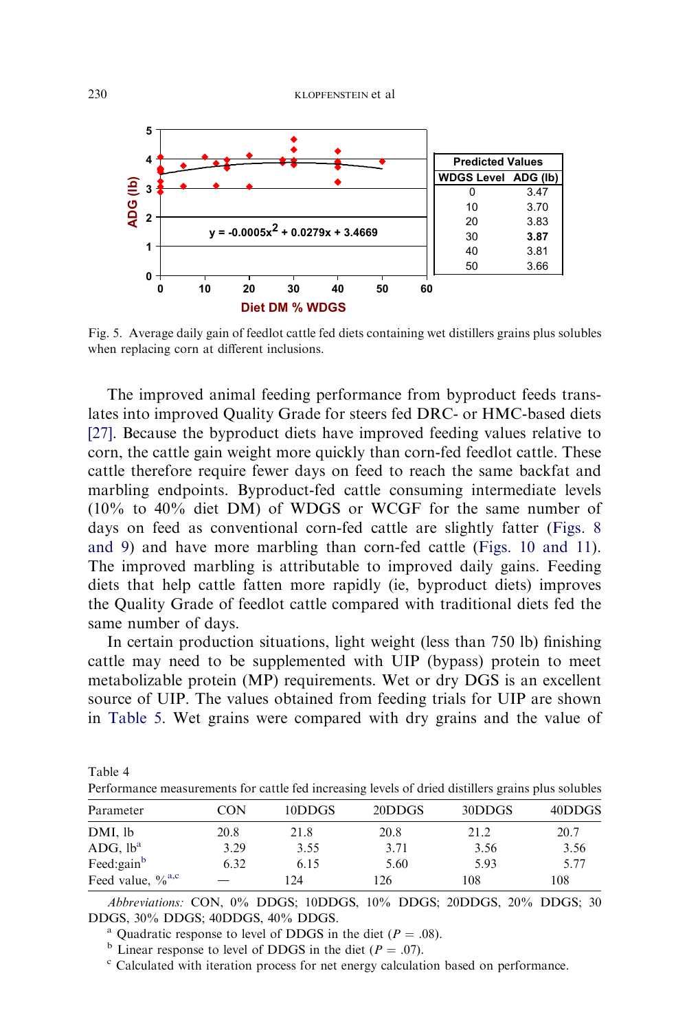Fig. 5. Average daily gain of feedlot cattle fed diets containing wet distillers grains plus solubles when replacing corn at different inclusions.

The improved animal feeding performance from byproduct feeds translates into improved Quality Grade for steers fed DRC- or HMC-based diets [27]. Because the byproduct diets have improved feeding values relative to corn, the cattle gain weight more quickly than corn-fed feedlot cattle. These cattle therefore require fewer days on feed to reach the same backfat and marbling endpoints. Byproduct-fed cattle consuming intermediate levels (10% to 40% diet DM) of WDGS or WCGF for the same number of days on feed as conventional corn-fed cattle are slightly fatter (Figs. 8 and 9) and have more marbling than corn-fed cattle (Figs. 10 and 11). The improved marbling is attributable to improved daily gains. Feeding diets that help cattle fatten more rapidly (ie, byproduct diets) improves the Quality Grade of feedlot cattle compared with traditional diets fed the same number of days.

In certain production situations, light weight (less than 750 lb) finishing cattle may need to be supplemented with UIP (bypass) protein to meet metabolizable protein (MP) requirements. Wet or dry DGS is an excellent source of UIP. The values obtained from feeding trials for UIP are shown in Table 5. Wet grains were compared with dry grains and the value of

Table 4
Performance measurements for cattle fed increasing levels of dried distillers grains plus solubles

| Parameter | CON | 10DDGS | 20DDGS | 30DDGS | 40DDGS |
|---|---|---|---|---|---|
| DMI, lb | 20.8 | 21.8 | 20.8 | 21.2 | 20.7 |
| ADG, lb[a] | 3.29 | 3.55 | 3.71 | 3.56 | 3.56 |
| Feed:gain[b] | 6.32 | 6.15 | 5.60 | 5.93 | 5.77 |
| Feed value, %[a,c] | — | 124 | 126 | 108 | 108 |

*Abbreviations:* CON, 0% DDGS; 10DDGS, 10% DDGS; 20DDGS, 20% DDGS; 30 DDGS, 30% DDGS; 40DDGS, 40% DDGS.

[a] Quadratic response to level of DDGS in the diet ($P = .08$).

[b] Linear response to level of DDGS in the diet ($P = .07$).

[c] Calculated with iteration process for net energy calculation based on performance.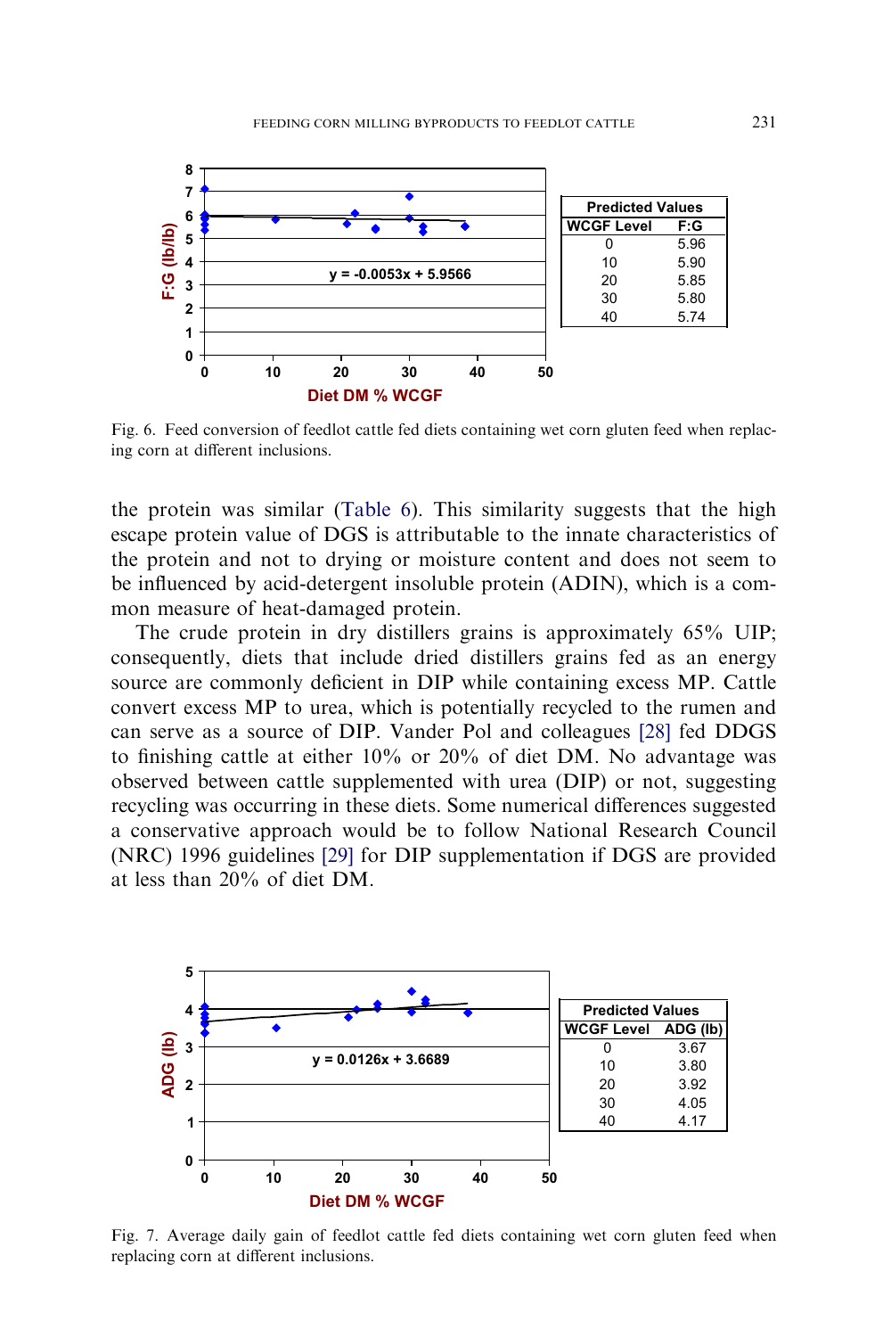| Predicted Values | |
|---|---|
| WCGF Level | F:G |
| 0 | 5.96 |
| 10 | 5.90 |
| 20 | 5.85 |
| 30 | 5.80 |
| 40 | 5.74 |

Fig. 6. Feed conversion of feedlot cattle fed diets containing wet corn gluten feed when replacing corn at different inclusions.

the protein was similar (Table 6). This similarity suggests that the high escape protein value of DGS is attributable to the innate characteristics of the protein and not to drying or moisture content and does not seem to be influenced by acid-detergent insoluble protein (ADIN), which is a common measure of heat-damaged protein.

The crude protein in dry distillers grains is approximately 65% UIP; consequently, diets that include dried distillers grains fed as an energy source are commonly deficient in DIP while containing excess MP. Cattle convert excess MP to urea, which is potentially recycled to the rumen and can serve as a source of DIP. Vander Pol and colleagues [28] fed DDGS to finishing cattle at either 10% or 20% of diet DM. No advantage was observed between cattle supplemented with urea (DIP) or not, suggesting recycling was occurring in these diets. Some numerical differences suggested a conservative approach would be to follow National Research Council (NRC) 1996 guidelines [29] for DIP supplementation if DGS are provided at less than 20% of diet DM.

| Predicted Values | |
|---|---|
| WCGF Level | ADG (lb) |
| 0 | 3.67 |
| 10 | 3.80 |
| 20 | 3.92 |
| 30 | 4.05 |
| 40 | 4.17 |

Fig. 7. Average daily gain of feedlot cattle fed diets containing wet corn gluten feed when replacing corn at different inclusions.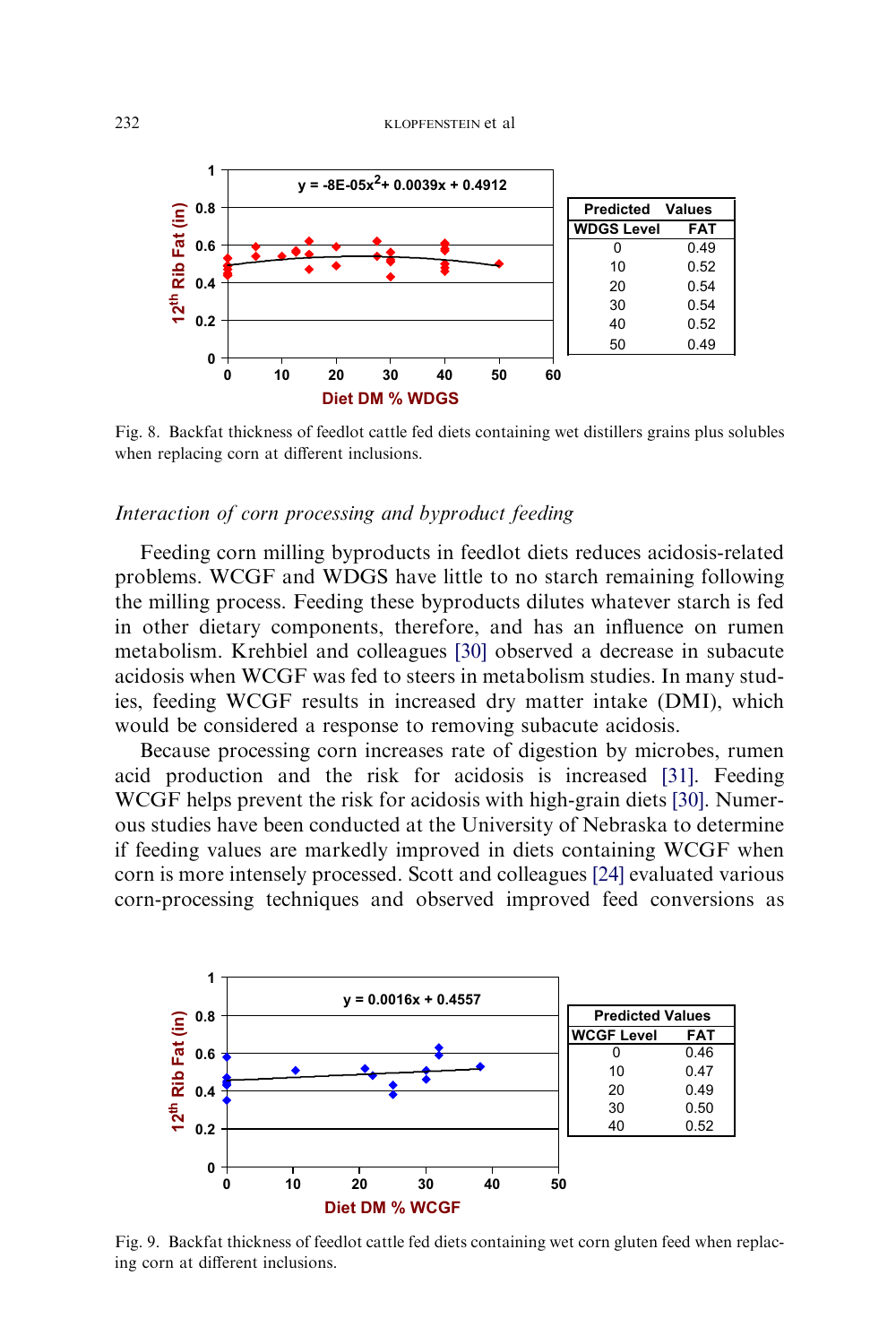| Predicted | Values |
|---|---|
| WDGS Level | FAT |
| 0 | 0.49 |
| 10 | 0.52 |
| 20 | 0.54 |
| 30 | 0.54 |
| 40 | 0.52 |
| 50 | 0.49 |

Fig. 8. Backfat thickness of feedlot cattle fed diets containing wet distillers grains plus solubles when replacing corn at different inclusions.

### *Interaction of corn processing and byproduct feeding*

Feeding corn milling byproducts in feedlot diets reduces acidosis-related problems. WCGF and WDGS have little to no starch remaining following the milling process. Feeding these byproducts dilutes whatever starch is fed in other dietary components, therefore, and has an influence on rumen metabolism. Krehbiel and colleagues [30] observed a decrease in subacute acidosis when WCGF was fed to steers in metabolism studies. In many studies, feeding WCGF results in increased dry matter intake (DMI), which would be considered a response to removing subacute acidosis.

Because processing corn increases rate of digestion by microbes, rumen acid production and the risk for acidosis is increased [31]. Feeding WCGF helps prevent the risk for acidosis with high-grain diets [30]. Numerous studies have been conducted at the University of Nebraska to determine if feeding values are markedly improved in diets containing WCGF when corn is more intensely processed. Scott and colleagues [24] evaluated various corn-processing techniques and observed improved feed conversions as

| Predicted Values | |
|---|---|
| WCGF Level | FAT |
| 0 | 0.46 |
| 10 | 0.47 |
| 20 | 0.49 |
| 30 | 0.50 |
| 40 | 0.52 |

Fig. 9. Backfat thickness of feedlot cattle fed diets containing wet corn gluten feed when replacing corn at different inclusions.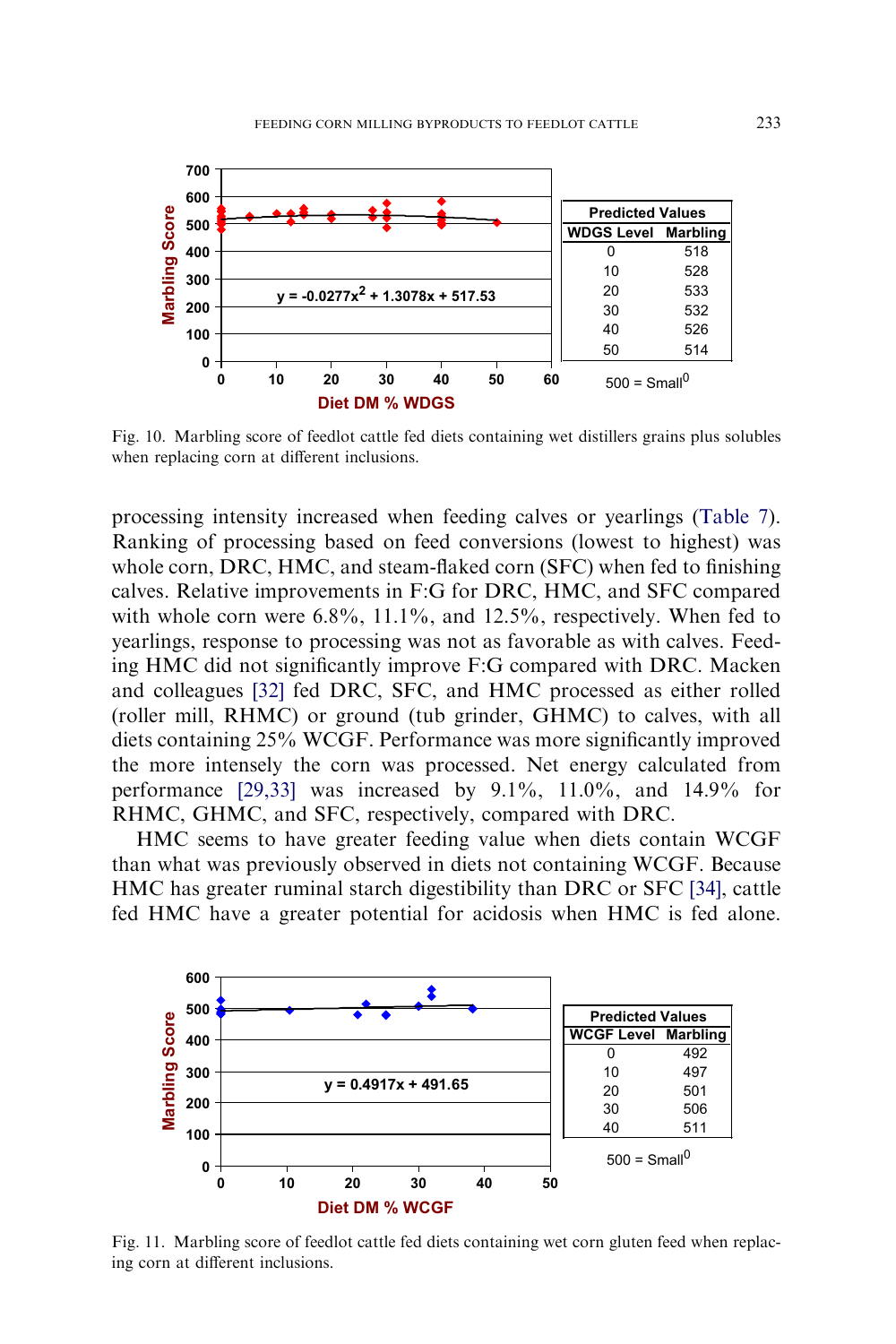| Predicted Values | |
|---|---|
| WDGS Level | Marbling |
| 0 | 518 |
| 10 | 528 |
| 20 | 533 |
| 30 | 532 |
| 40 | 526 |
| 50 | 514 |

500 = Small[0]

$y = -0.0277x^2 + 1.3078x + 517.53$

Fig. 10. Marbling score of feedlot cattle fed diets containing wet distillers grains plus solubles when replacing corn at different inclusions.

processing intensity increased when feeding calves or yearlings (Table 7). Ranking of processing based on feed conversions (lowest to highest) was whole corn, DRC, HMC, and steam-flaked corn (SFC) when fed to finishing calves. Relative improvements in F:G for DRC, HMC, and SFC compared with whole corn were 6.8%, 11.1%, and 12.5%, respectively. When fed to yearlings, response to processing was not as favorable as with calves. Feeding HMC did not significantly improve F:G compared with DRC. Macken and colleagues [32] fed DRC, SFC, and HMC processed as either rolled (roller mill, RHMC) or ground (tub grinder, GHMC) to calves, with all diets containing 25% WCGF. Performance was more significantly improved the more intensely the corn was processed. Net energy calculated from performance [29,33] was increased by 9.1%, 11.0%, and 14.9% for RHMC, GHMC, and SFC, respectively, compared with DRC.

HMC seems to have greater feeding value when diets contain WCGF than what was previously observed in diets not containing WCGF. Because HMC has greater ruminal starch digestibility than DRC or SFC [34], cattle fed HMC have a greater potential for acidosis when HMC is fed alone.

| Predicted Values | |
|---|---|
| WCGF Level | Marbling |
| 0 | 492 |
| 10 | 497 |
| 20 | 501 |
| 30 | 506 |
| 40 | 511 |

500 = Small[0]

$y = 0.4917x + 491.65$

Fig. 11. Marbling score of feedlot cattle fed diets containing wet corn gluten feed when replacing corn at different inclusions.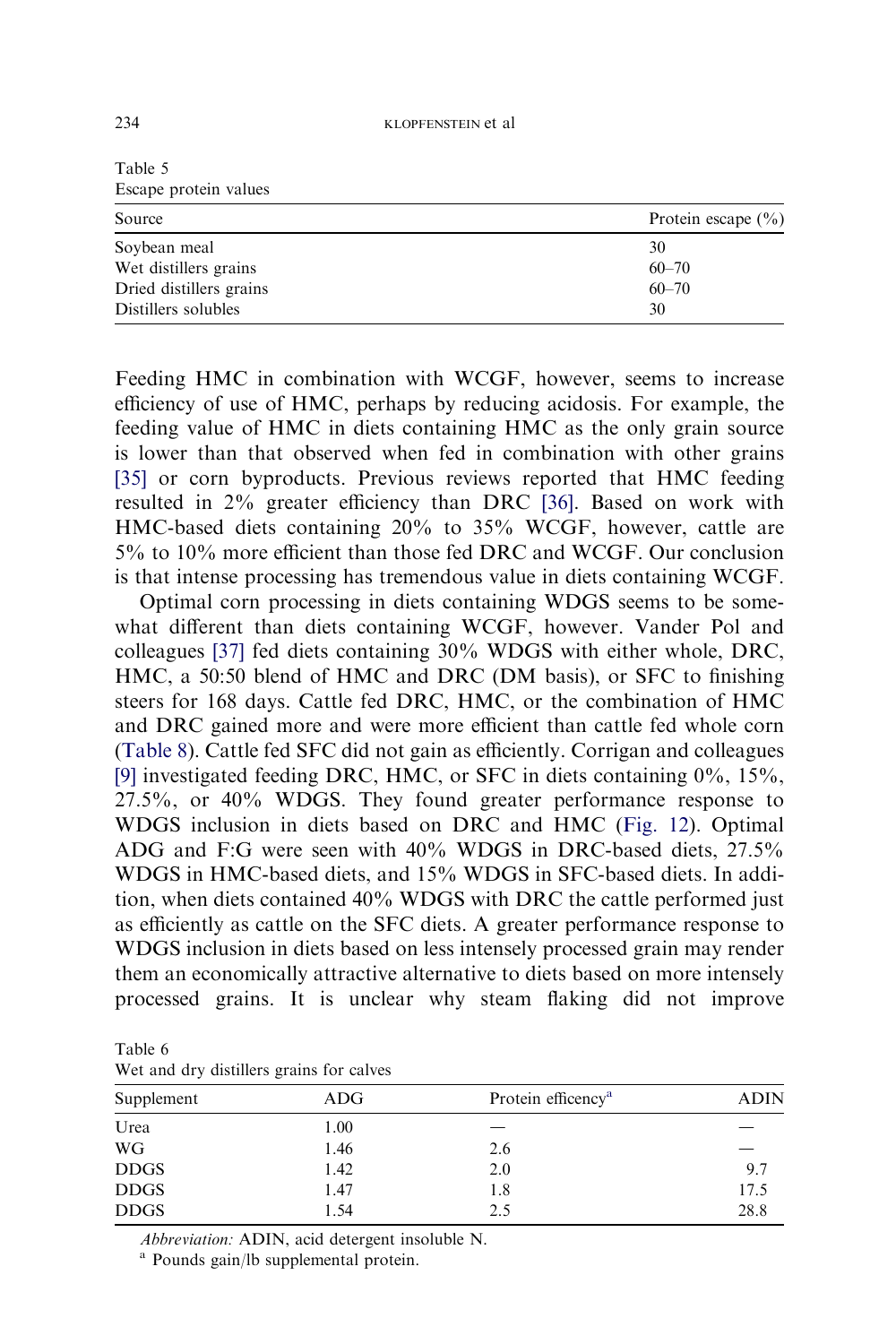Table 5
Escape protein values

| Source | Protein escape (%) |
|---|---|
| Soybean meal | 30 |
| Wet distillers grains | 60–70 |
| Dried distillers grains | 60–70 |
| Distillers solubles | 30 |

Feeding HMC in combination with WCGF, however, seems to increase efficiency of use of HMC, perhaps by reducing acidosis. For example, the feeding value of HMC in diets containing HMC as the only grain source is lower than that observed when fed in combination with other grains [35] or corn byproducts. Previous reviews reported that HMC feeding resulted in 2% greater efficiency than DRC [36]. Based on work with HMC-based diets containing 20% to 35% WCGF, however, cattle are 5% to 10% more efficient than those fed DRC and WCGF. Our conclusion is that intense processing has tremendous value in diets containing WCGF.

Optimal corn processing in diets containing WDGS seems to be somewhat different than diets containing WCGF, however. Vander Pol and colleagues [37] fed diets containing 30% WDGS with either whole, DRC, HMC, a 50:50 blend of HMC and DRC (DM basis), or SFC to finishing steers for 168 days. Cattle fed DRC, HMC, or the combination of HMC and DRC gained more and were more efficient than cattle fed whole corn (Table 8). Cattle fed SFC did not gain as efficiently. Corrigan and colleagues [9] investigated feeding DRC, HMC, or SFC in diets containing 0%, 15%, 27.5%, or 40% WDGS. They found greater performance response to WDGS inclusion in diets based on DRC and HMC (Fig. 12). Optimal ADG and F:G were seen with 40% WDGS in DRC-based diets, 27.5% WDGS in HMC-based diets, and 15% WDGS in SFC-based diets. In addition, when diets contained 40% WDGS with DRC the cattle performed just as efficiently as cattle on the SFC diets. A greater performance response to WDGS inclusion in diets based on less intensely processed grain may render them an economically attractive alternative to diets based on more intensely processed grains. It is unclear why steam flaking did not improve

Table 6
Wet and dry distillers grains for calves

| Supplement | ADG | Protein efficency[a] | ADIN |
|---|---|---|---|
| Urea | 1.00 | — | — |
| WG | 1.46 | 2.6 | — |
| DDGS | 1.42 | 2.0 | 9.7 |
| DDGS | 1.47 | 1.8 | 17.5 |
| DDGS | 1.54 | 2.5 | 28.8 |

*Abbreviation:* ADIN, acid detergent insoluble N.

[a] Pounds gain/lb supplemental protein.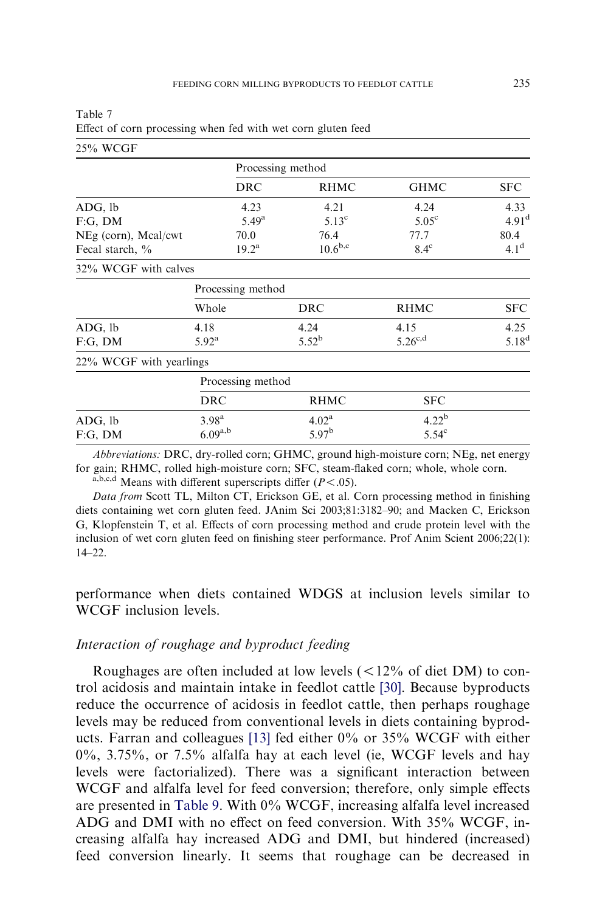Table 7
Effect of corn processing when fed with wet corn gluten feed

| 25% WCGF | | | | |
|---|---|---|---|---|
| | Processing method | | | |
| | DRC | RHMC | GHMC | SFC |
| ADG, lb | 4.23 | 4.21 | 4.24 | 4.33 |
| F:G, DM | 5.49[a] | 5.13[c] | 5.05[c] | 4.91[d] |
| NEg (corn), Mcal/cwt | 70.0 | 76.4 | 77.7 | 80.4 |
| Fecal starch, % | 19.2[a] | 10.6[b,c] | 8.4[c] | 4.1[d] |

| 32% WCGF with calves | | | | |
|---|---|---|---|---|
| | Processing method | | | |
| | Whole | DRC | RHMC | SFC |
| ADG, lb | 4.18 | 4.24 | 4.15 | 4.25 |
| F:G, DM | 5.92[a] | 5.52[b] | 5.26[c,d] | 5.18[d] |

| 22% WCGF with yearlings | | | |
|---|---|---|---|
| | Processing method | | |
| | DRC | RHMC | SFC |
| ADG, lb | 3.98[a] | 4.02[a] | 4.22[b] |
| F:G, DM | 6.09[a,b] | 5.97[b] | 5.54[c] |

*Abbreviations:* DRC, dry-rolled corn; GHMC, ground high-moisture corn; NEg, net energy for gain; RHMC, rolled high-moisture corn; SFC, steam-flaked corn; whole, whole corn.

[a,b,c,d] Means with different superscripts differ ($P < .05$).

*Data from* Scott TL, Milton CT, Erickson GE, et al. Corn processing method in finishing diets containing wet corn gluten feed. JAnim Sci 2003;81:3182–90; and Macken C, Erickson G, Klopfenstein T, et al. Effects of corn processing method and crude protein level with the inclusion of wet corn gluten feed on finishing steer performance. Prof Anim Scient 2006;22(1): 14–22.

performance when diets contained WDGS at inclusion levels similar to WCGF inclusion levels.

### *Interaction of roughage and byproduct feeding*

Roughages are often included at low levels (<12% of diet DM) to control acidosis and maintain intake in feedlot cattle [30]. Because byproducts reduce the occurrence of acidosis in feedlot cattle, then perhaps roughage levels may be reduced from conventional levels in diets containing byproducts. Farran and colleagues [13] fed either 0% or 35% WCGF with either 0%, 3.75%, or 7.5% alfalfa hay at each level (ie, WCGF levels and hay levels were factorialized). There was a significant interaction between WCGF and alfalfa level for feed conversion; therefore, only simple effects are presented in Table 9. With 0% WCGF, increasing alfalfa level increased ADG and DMI with no effect on feed conversion. With 35% WCGF, increasing alfalfa hay increased ADG and DMI, but hindered (increased) feed conversion linearly. It seems that roughage can be decreased in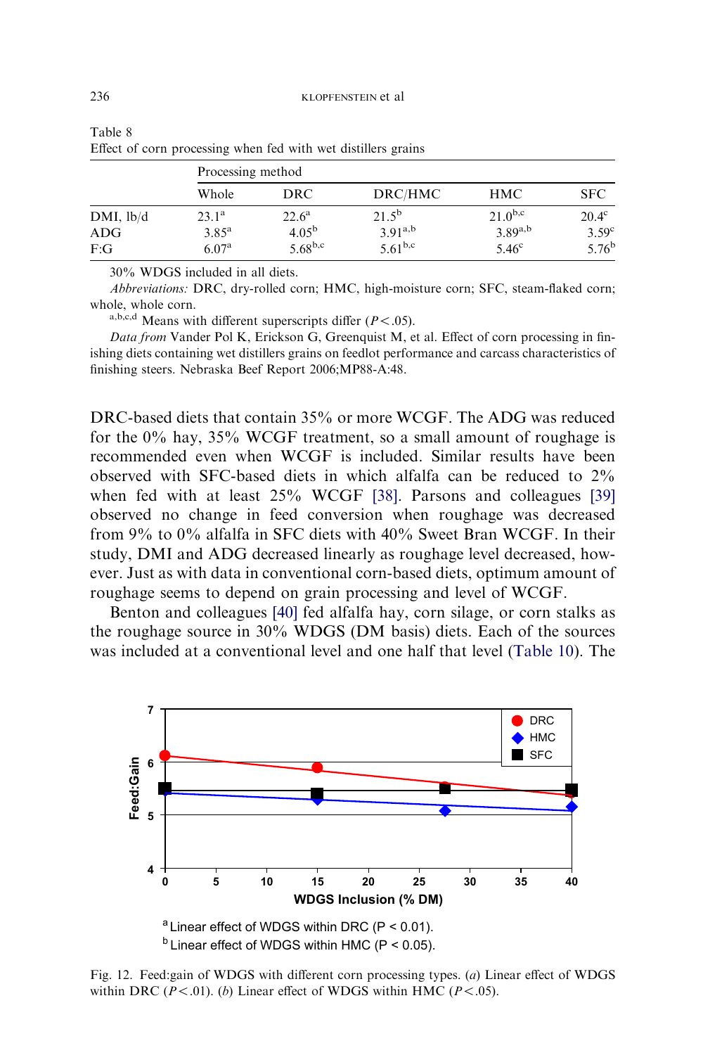Table 8
Effect of corn processing when fed with wet distillers grains

| | Processing method | | | | |
|---|---|---|---|---|---|
| | Whole | DRC | DRC/HMC | HMC | SFC |
| DMI, lb/d | 23.1[a] | 22.6[a] | 21.5[b] | 21.0[b,c] | 20.4[c] |
| ADG | 3.85[a] | 4.05[b] | 3.91[a,b] | 3.89[a,b] | 3.59[c] |
| F:G | 6.07[a] | 5.68[b,c] | 5.61[b,c] | 5.46[c] | 5.76[b] |

30% WDGS included in all diets.

*Abbreviations:* DRC, dry-rolled corn; HMC, high-moisture corn; SFC, steam-flaked corn; whole, whole corn.

[a,b,c,d] Means with different superscripts differ ($P < .05$).

*Data from* Vander Pol K, Erickson G, Greenquist M, et al. Effect of corn processing in finishing diets containing wet distillers grains on feedlot performance and carcass characteristics of finishing steers. Nebraska Beef Report 2006;MP88-A:48.

DRC-based diets that contain 35% or more WCGF. The ADG was reduced for the 0% hay, 35% WCGF treatment, so a small amount of roughage is recommended even when WCGF is included. Similar results have been observed with SFC-based diets in which alfalfa can be reduced to 2% when fed with at least 25% WCGF [38]. Parsons and colleagues [39] observed no change in feed conversion when roughage was decreased from 9% to 0% alfalfa in SFC diets with 40% Sweet Bran WCGF. In their study, DMI and ADG decreased linearly as roughage level decreased, however. Just as with data in conventional corn-based diets, optimum amount of roughage seems to depend on grain processing and level of WCGF.

Benton and colleagues [40] fed alfalfa hay, corn silage, or corn stalks as the roughage source in 30% WDGS (DM basis) diets. Each of the sources was included at a conventional level and one half that level (Table 10). The

[a] Linear effect of WDGS within DRC (P < 0.01).
[b] Linear effect of WDGS within HMC (P < 0.05).

Fig. 12. Feed:gain of WDGS with different corn processing types. (*a*) Linear effect of WDGS within DRC ($P < .01$). (*b*) Linear effect of WDGS within HMC ($P < .05$).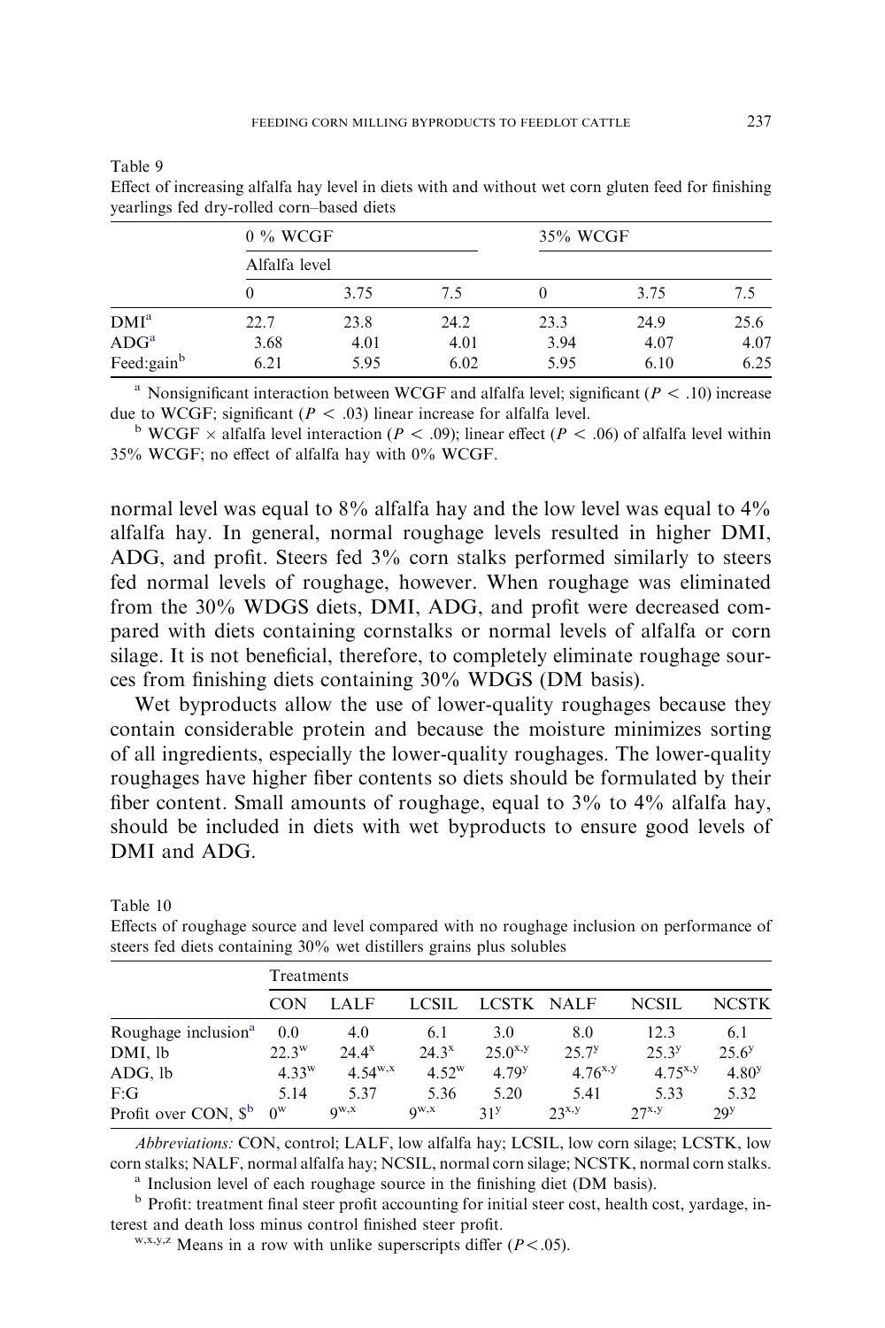Table 9

Effect of increasing alfalfa hay level in diets with and without wet corn gluten feed for finishing yearlings fed dry-rolled corn–based diets

| | 0 % WCGF | | | 35% WCGF | | |
|---|---|---|---|---|---|---|
| | Alfalfa level | | | | | |
| | 0 | 3.75 | 7.5 | 0 | 3.75 | 7.5 |
| DMI[a] | 22.7 | 23.8 | 24.2 | 23.3 | 24.9 | 25.6 |
| ADG[a] | 3.68 | 4.01 | 4.01 | 3.94 | 4.07 | 4.07 |
| Feed:gain[b] | 6.21 | 5.95 | 6.02 | 5.95 | 6.10 | 6.25 |

[a] Nonsignificant interaction between WCGF and alfalfa level; significant ($P < .10$) increase due to WCGF; significant ($P < .03$) linear increase for alfalfa level.

[b] WCGF × alfalfa level interaction ($P < .09$); linear effect ($P < .06$) of alfalfa level within 35% WCGF; no effect of alfalfa hay with 0% WCGF.

normal level was equal to 8% alfalfa hay and the low level was equal to 4% alfalfa hay. In general, normal roughage levels resulted in higher DMI, ADG, and profit. Steers fed 3% corn stalks performed similarly to steers fed normal levels of roughage, however. When roughage was eliminated from the 30% WDGS diets, DMI, ADG, and profit were decreased compared with diets containing cornstalks or normal levels of alfalfa or corn silage. It is not beneficial, therefore, to completely eliminate roughage sources from finishing diets containing 30% WDGS (DM basis).

Wet byproducts allow the use of lower-quality roughages because they contain considerable protein and because the moisture minimizes sorting of all ingredients, especially the lower-quality roughages. The lower-quality roughages have higher fiber contents so diets should be formulated by their fiber content. Small amounts of roughage, equal to 3% to 4% alfalfa hay, should be included in diets with wet byproducts to ensure good levels of DMI and ADG.

Table 10

Effects of roughage source and level compared with no roughage inclusion on performance of steers fed diets containing 30% wet distillers grains plus solubles

| | Treatments | | | | | | |
|---|---|---|---|---|---|---|---|
| | CON | LALF | LCSIL | LCSTK | NALF | NCSIL | NCSTK |
| Roughage inclusion[a] | 0.0 | 4.0 | 6.1 | 3.0 | 8.0 | 12.3 | 6.1 |
| DMI, lb | 22.3[w] | 24.4[x] | 24.3[x] | 25.0[x,y] | 25.7[y] | 25.3[y] | 25.6[y] |
| ADG, lb | 4.33[w] | 4.54[w,x] | 4.52[w] | 4.79[y] | 4.76[x,y] | 4.75[x,y] | 4.80[y] |
| F:G | 5.14 | 5.37 | 5.36 | 5.20 | 5.41 | 5.33 | 5.32 |
| Profit over CON, $[b] | 0[w] | 9[w,x] | 9[w,x] | 31[y] | 23[x,y] | 27[x,y] | 29[y] |

*Abbreviations:* CON, control; LALF, low alfalfa hay; LCSIL, low corn silage; LCSTK, low corn stalks; NALF, normal alfalfa hay; NCSIL, normal corn silage; NCSTK, normal corn stalks.

[a] Inclusion level of each roughage source in the finishing diet (DM basis).

[b] Profit: treatment final steer profit accounting for initial steer cost, health cost, yardage, interest and death loss minus control finished steer profit.

[w,x,y,z] Means in a row with unlike superscripts differ ($P < .05$).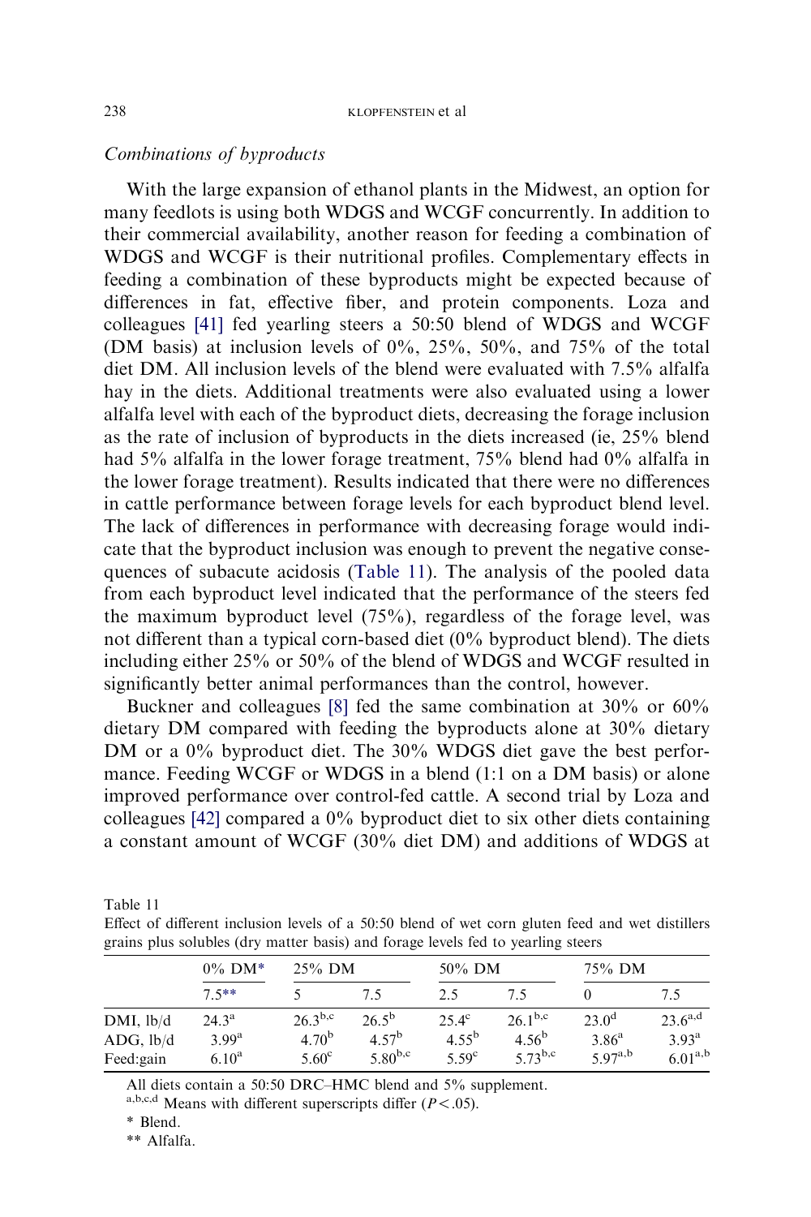### Combinations of byproducts

With the large expansion of ethanol plants in the Midwest, an option for many feedlots is using both WDGS and WCGF concurrently. In addition to their commercial availability, another reason for feeding a combination of WDGS and WCGF is their nutritional profiles. Complementary effects in feeding a combination of these byproducts might be expected because of differences in fat, effective fiber, and protein components. Loza and colleagues [41] fed yearling steers a 50:50 blend of WDGS and WCGF (DM basis) at inclusion levels of 0%, 25%, 50%, and 75% of the total diet DM. All inclusion levels of the blend were evaluated with 7.5% alfalfa hay in the diets. Additional treatments were also evaluated using a lower alfalfa level with each of the byproduct diets, decreasing the forage inclusion as the rate of inclusion of byproducts in the diets increased (ie, 25% blend had 5% alfalfa in the lower forage treatment, 75% blend had 0% alfalfa in the lower forage treatment). Results indicated that there were no differences in cattle performance between forage levels for each byproduct blend level. The lack of differences in performance with decreasing forage would indicate that the byproduct inclusion was enough to prevent the negative consequences of subacute acidosis (Table 11). The analysis of the pooled data from each byproduct level indicated that the performance of the steers fed the maximum byproduct level (75%), regardless of the forage level, was not different than a typical corn-based diet (0% byproduct blend). The diets including either 25% or 50% of the blend of WDGS and WCGF resulted in significantly better animal performances than the control, however.

Buckner and colleagues [8] fed the same combination at 30% or 60% dietary DM compared with feeding the byproducts alone at 30% dietary DM or a 0% byproduct diet. The 30% WDGS diet gave the best performance. Feeding WCGF or WDGS in a blend (1:1 on a DM basis) or alone improved performance over control-fed cattle. A second trial by Loza and colleagues [42] compared a 0% byproduct diet to six other diets containing a constant amount of WCGF (30% diet DM) and additions of WDGS at

Table 11
Effect of different inclusion levels of a 50:50 blend of wet corn gluten feed and wet distillers grains plus solubles (dry matter basis) and forage levels fed to yearling steers

| | 0% DM* | 25% DM | | 50% DM | | 75% DM | |
|---|---|---|---|---|---|---|---|
| | 7.5** | 5 | 7.5 | 2.5 | 7.5 | 0 | 7.5 |
| DMI, lb/d | 24.3[a] | 26.3[b,c] | 26.5[b] | 25.4[c] | 26.1[b,c] | 23.0[d] | 23.6[a,d] |
| ADG, lb/d | 3.99[a] | 4.70[b] | 4.57[b] | 4.55[b] | 4.56[b] | 3.86[a] | 3.93[a] |
| Feed:gain | 6.10[a] | 5.60[c] | 5.80[b,c] | 5.59[c] | 5.73[b,c] | 5.97[a,b] | 6.01[a,b] |

All diets contain a 50:50 DRC–HMC blend and 5% supplement.

[a,b,c,d] Means with different superscripts differ ($P < .05$).

\* Blend.

\*\* Alfalfa.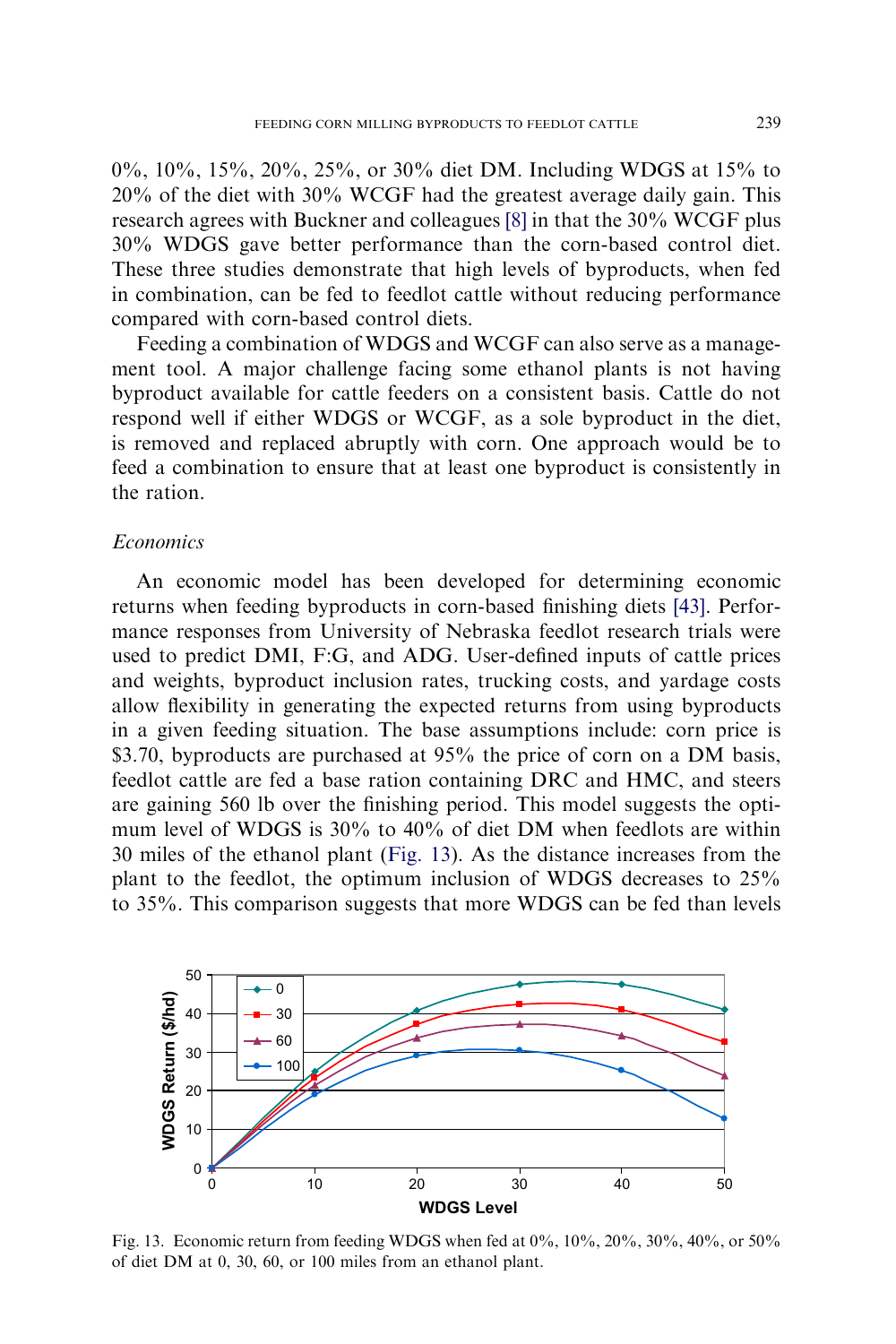0%, 10%, 15%, 20%, 25%, or 30% diet DM. Including WDGS at 15% to 20% of the diet with 30% WCGF had the greatest average daily gain. This research agrees with Buckner and colleagues [8] in that the 30% WCGF plus 30% WDGS gave better performance than the corn-based control diet. These three studies demonstrate that high levels of byproducts, when fed in combination, can be fed to feedlot cattle without reducing performance compared with corn-based control diets.

Feeding a combination of WDGS and WCGF can also serve as a management tool. A major challenge facing some ethanol plants is not having byproduct available for cattle feeders on a consistent basis. Cattle do not respond well if either WDGS or WCGF, as a sole byproduct in the diet, is removed and replaced abruptly with corn. One approach would be to feed a combination to ensure that at least one byproduct is consistently in the ration.

### *Economics*

An economic model has been developed for determining economic returns when feeding byproducts in corn-based finishing diets [43]. Performance responses from University of Nebraska feedlot research trials were used to predict DMI, F:G, and ADG. User-defined inputs of cattle prices and weights, byproduct inclusion rates, trucking costs, and yardage costs allow flexibility in generating the expected returns from using byproducts in a given feeding situation. The base assumptions include: corn price is \$3.70, byproducts are purchased at 95% the price of corn on a DM basis, feedlot cattle are fed a base ration containing DRC and HMC, and steers are gaining 560 lb over the finishing period. This model suggests the optimum level of WDGS is 30% to 40% of diet DM when feedlots are within 30 miles of the ethanol plant (Fig. 13). As the distance increases from the plant to the feedlot, the optimum inclusion of WDGS decreases to 25% to 35%. This comparison suggests that more WDGS can be fed than levels

Fig. 13. Economic return from feeding WDGS when fed at 0%, 10%, 20%, 30%, 40%, or 50% of diet DM at 0, 30, 60, or 100 miles from an ethanol plant.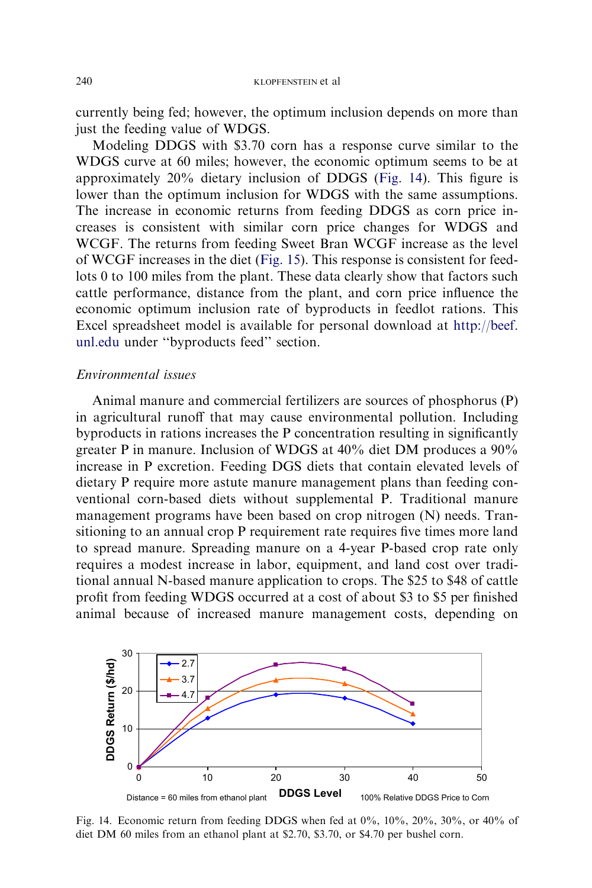currently being fed; however, the optimum inclusion depends on more than just the feeding value of WDGS.

Modeling DDGS with $3.70 corn has a response curve similar to the WDGS curve at 60 miles; however, the economic optimum seems to be at approximately 20% dietary inclusion of DDGS (Fig. 14). This figure is lower than the optimum inclusion for WDGS with the same assumptions. The increase in economic returns from feeding DDGS as corn price increases is consistent with similar corn price changes for WDGS and WCGF. The returns from feeding Sweet Bran WCGF increase as the level of WCGF increases in the diet (Fig. 15). This response is consistent for feedlots 0 to 100 miles from the plant. These data clearly show that factors such cattle performance, distance from the plant, and corn price influence the economic optimum inclusion rate of byproducts in feedlot rations. This Excel spreadsheet model is available for personal download at http://beef.unl.edu under "byproducts feed" section.

*Environmental issues*

Animal manure and commercial fertilizers are sources of phosphorus (P) in agricultural runoff that may cause environmental pollution. Including byproducts in rations increases the P concentration resulting in significantly greater P in manure. Inclusion of WDGS at 40% diet DM produces a 90% increase in P excretion. Feeding DGS diets that contain elevated levels of dietary P require more astute manure management plans than feeding conventional corn-based diets without supplemental P. Traditional manure management programs have been based on crop nitrogen (N) needs. Transitioning to an annual crop P requirement rate requires five times more land to spread manure. Spreading manure on a 4-year P-based crop rate only requires a modest increase in labor, equipment, and land cost over traditional annual N-based manure application to crops. The $25 to $48 of cattle profit from feeding WDGS occurred at a cost of about $3 to $5 per finished animal because of increased manure management costs, depending on

Fig. 14. Economic return from feeding DDGS when fed at 0%, 10%, 20%, 30%, or 40% of diet DM 60 miles from an ethanol plant at $2.70, $3.70, or $4.70 per bushel corn.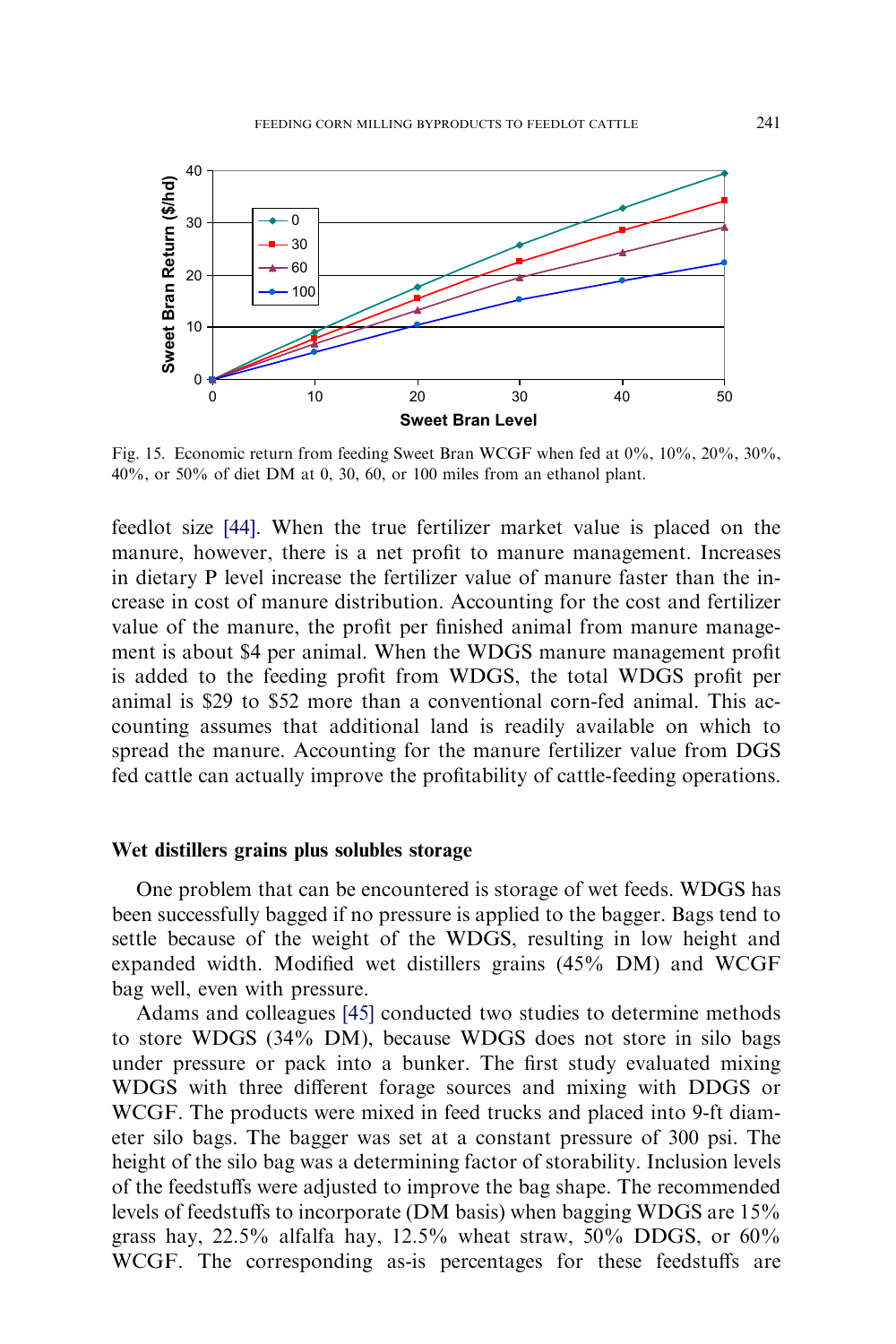Fig. 15. Economic return from feeding Sweet Bran WCGF when fed at 0%, 10%, 20%, 30%, 40%, or 50% of diet DM at 0, 30, 60, or 100 miles from an ethanol plant.

feedlot size [44]. When the true fertilizer market value is placed on the manure, however, there is a net profit to manure management. Increases in dietary P level increase the fertilizer value of manure faster than the increase in cost of manure distribution. Accounting for the cost and fertilizer value of the manure, the profit per finished animal from manure management is about $4 per animal. When the WDGS manure management profit is added to the feeding profit from WDGS, the total WDGS profit per animal is $29 to $52 more than a conventional corn-fed animal. This accounting assumes that additional land is readily available on which to spread the manure. Accounting for the manure fertilizer value from DGS fed cattle can actually improve the profitability of cattle-feeding operations.

### Wet distillers grains plus solubles storage

One problem that can be encountered is storage of wet feeds. WDGS has been successfully bagged if no pressure is applied to the bagger. Bags tend to settle because of the weight of the WDGS, resulting in low height and expanded width. Modified wet distillers grains (45% DM) and WCGF bag well, even with pressure.

Adams and colleagues [45] conducted two studies to determine methods to store WDGS (34% DM), because WDGS does not store in silo bags under pressure or pack into a bunker. The first study evaluated mixing WDGS with three different forage sources and mixing with DDGS or WCGF. The products were mixed in feed trucks and placed into 9-ft diameter silo bags. The bagger was set at a constant pressure of 300 psi. The height of the silo bag was a determining factor of storability. Inclusion levels of the feedstuffs were adjusted to improve the bag shape. The recommended levels of feedstuffs to incorporate (DM basis) when bagging WDGS are 15% grass hay, 22.5% alfalfa hay, 12.5% wheat straw, 50% DDGS, or 60% WCGF. The corresponding as-is percentages for these feedstuffs are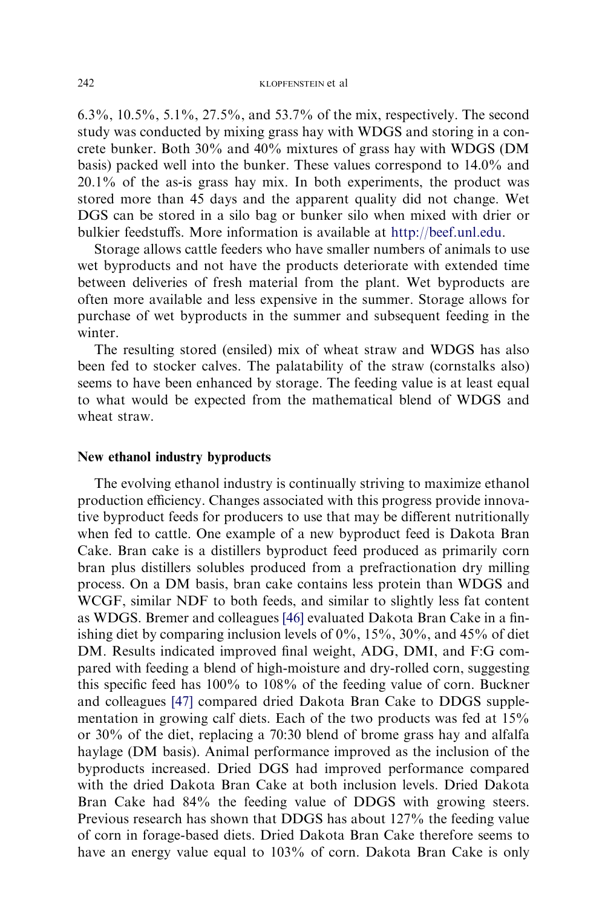6.3%, 10.5%, 5.1%, 27.5%, and 53.7% of the mix, respectively. The second study was conducted by mixing grass hay with WDGS and storing in a concrete bunker. Both 30% and 40% mixtures of grass hay with WDGS (DM basis) packed well into the bunker. These values correspond to 14.0% and 20.1% of the as-is grass hay mix. In both experiments, the product was stored more than 45 days and the apparent quality did not change. Wet DGS can be stored in a silo bag or bunker silo when mixed with drier or bulkier feedstuffs. More information is available at http://beef.unl.edu.

Storage allows cattle feeders who have smaller numbers of animals to use wet byproducts and not have the products deteriorate with extended time between deliveries of fresh material from the plant. Wet byproducts are often more available and less expensive in the summer. Storage allows for purchase of wet byproducts in the summer and subsequent feeding in the winter.

The resulting stored (ensiled) mix of wheat straw and WDGS has also been fed to stocker calves. The palatability of the straw (cornstalks also) seems to have been enhanced by storage. The feeding value is at least equal to what would be expected from the mathematical blend of WDGS and wheat straw.

## New ethanol industry byproducts

The evolving ethanol industry is continually striving to maximize ethanol production efficiency. Changes associated with this progress provide innovative byproduct feeds for producers to use that may be different nutritionally when fed to cattle. One example of a new byproduct feed is Dakota Bran Cake. Bran cake is a distillers byproduct feed produced as primarily corn bran plus distillers solubles produced from a prefractionation dry milling process. On a DM basis, bran cake contains less protein than WDGS and WCGF, similar NDF to both feeds, and similar to slightly less fat content as WDGS. Bremer and colleagues [46] evaluated Dakota Bran Cake in a finishing diet by comparing inclusion levels of 0%, 15%, 30%, and 45% of diet DM. Results indicated improved final weight, ADG, DMI, and F:G compared with feeding a blend of high-moisture and dry-rolled corn, suggesting this specific feed has 100% to 108% of the feeding value of corn. Buckner and colleagues [47] compared dried Dakota Bran Cake to DDGS supplementation in growing calf diets. Each of the two products was fed at 15% or 30% of the diet, replacing a 70:30 blend of brome grass hay and alfalfa haylage (DM basis). Animal performance improved as the inclusion of the byproducts increased. Dried DGS had improved performance compared with the dried Dakota Bran Cake at both inclusion levels. Dried Dakota Bran Cake had 84% the feeding value of DDGS with growing steers. Previous research has shown that DDGS has about 127% the feeding value of corn in forage-based diets. Dried Dakota Bran Cake therefore seems to have an energy value equal to 103% of corn. Dakota Bran Cake is only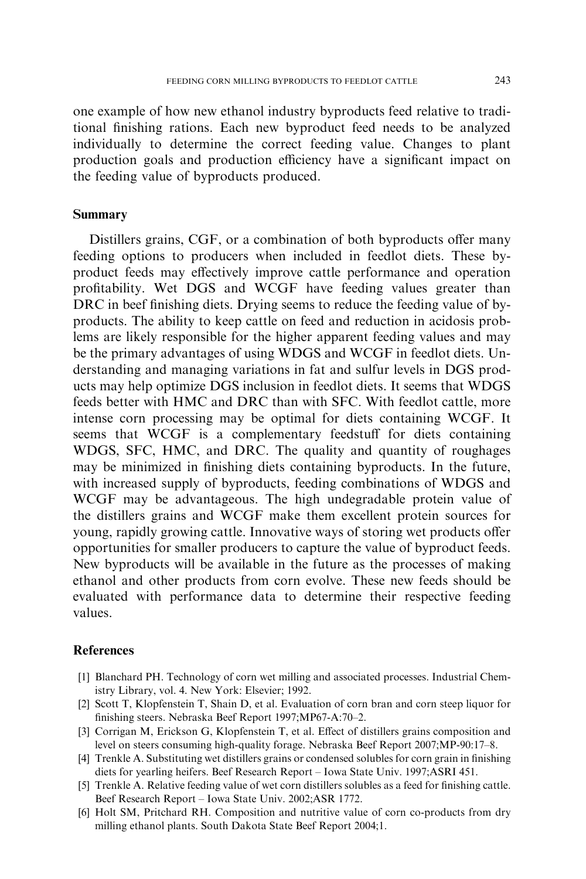one example of how new ethanol industry byproducts feed relative to traditional finishing rations. Each new byproduct feed needs to be analyzed individually to determine the correct feeding value. Changes to plant production goals and production efficiency have a significant impact on the feeding value of byproducts produced.

## Summary

Distillers grains, CGF, or a combination of both byproducts offer many feeding options to producers when included in feedlot diets. These byproduct feeds may effectively improve cattle performance and operation profitability. Wet DGS and WCGF have feeding values greater than DRC in beef finishing diets. Drying seems to reduce the feeding value of byproducts. The ability to keep cattle on feed and reduction in acidosis problems are likely responsible for the higher apparent feeding values and may be the primary advantages of using WDGS and WCGF in feedlot diets. Understanding and managing variations in fat and sulfur levels in DGS products may help optimize DGS inclusion in feedlot diets. It seems that WDGS feeds better with HMC and DRC than with SFC. With feedlot cattle, more intense corn processing may be optimal for diets containing WCGF. It seems that WCGF is a complementary feedstuff for diets containing WDGS, SFC, HMC, and DRC. The quality and quantity of roughages may be minimized in finishing diets containing byproducts. In the future, with increased supply of byproducts, feeding combinations of WDGS and WCGF may be advantageous. The high undegradable protein value of the distillers grains and WCGF make them excellent protein sources for young, rapidly growing cattle. Innovative ways of storing wet products offer opportunities for smaller producers to capture the value of byproduct feeds. New byproducts will be available in the future as the processes of making ethanol and other products from corn evolve. These new feeds should be evaluated with performance data to determine their respective feeding values.

## References

[1] Blanchard PH. Technology of corn wet milling and associated processes. Industrial Chemistry Library, vol. 4. New York: Elsevier; 1992.

[2] Scott T, Klopfenstein T, Shain D, et al. Evaluation of corn bran and corn steep liquor for finishing steers. Nebraska Beef Report 1997;MP67-A:70–2.

[3] Corrigan M, Erickson G, Klopfenstein T, et al. Effect of distillers grains composition and level on steers consuming high-quality forage. Nebraska Beef Report 2007;MP-90:17–8.

[4] Trenkle A. Substituting wet distillers grains or condensed solubles for corn grain in finishing diets for yearling heifers. Beef Research Report – Iowa State Univ. 1997;ASRI 451.

[5] Trenkle A. Relative feeding value of wet corn distillers solubles as a feed for finishing cattle. Beef Research Report – Iowa State Univ. 2002;ASR 1772.

[6] Holt SM, Pritchard RH. Composition and nutritive value of corn co-products from dry milling ethanol plants. South Dakota State Beef Report 2004;1.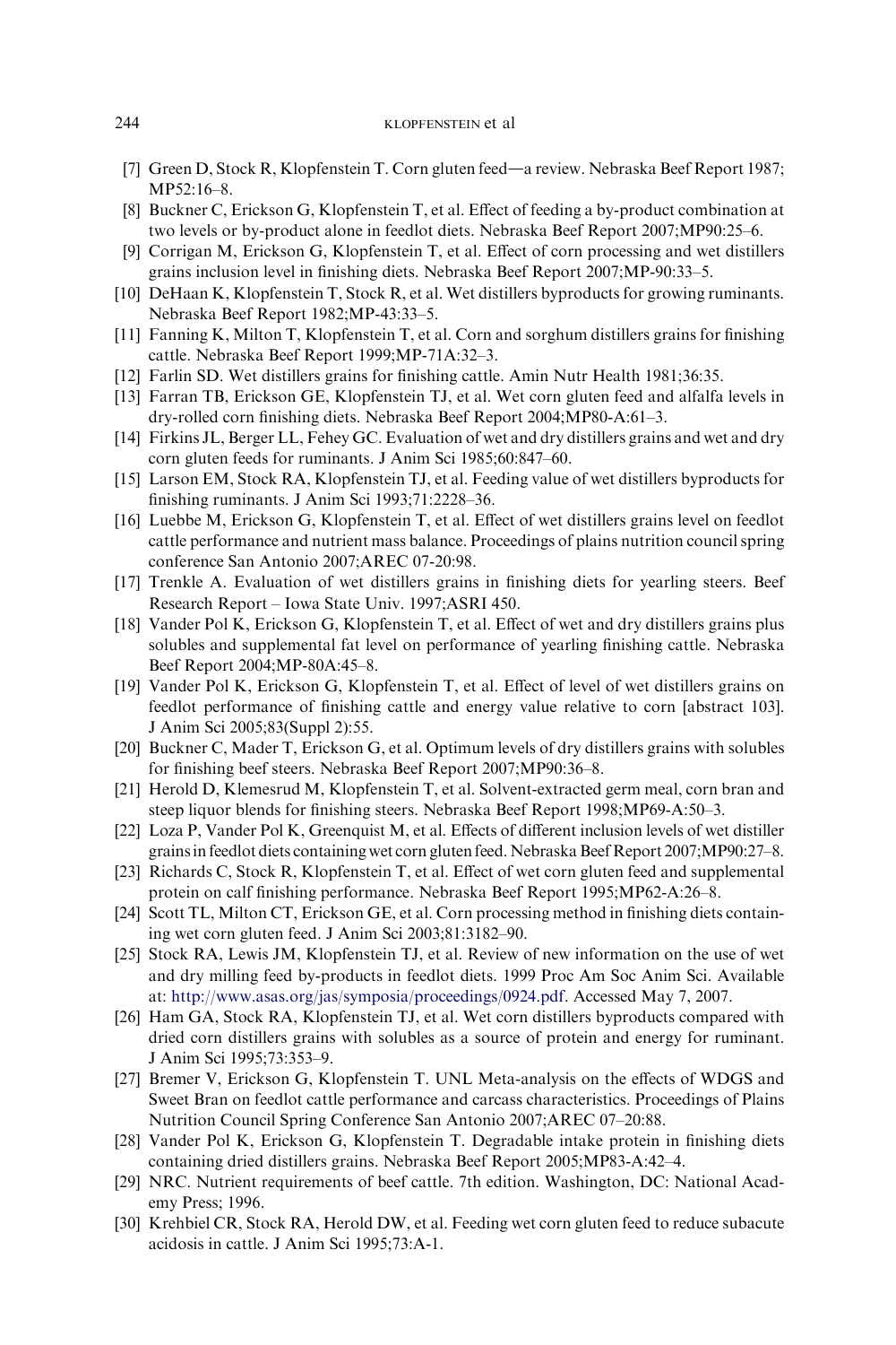[7] Green D, Stock R, Klopfenstein T. Corn gluten feed—a review. Nebraska Beef Report 1987; MP52:16–8.

[8] Buckner C, Erickson G, Klopfenstein T, et al. Effect of feeding a by-product combination at two levels or by-product alone in feedlot diets. Nebraska Beef Report 2007;MP90:25–6.

[9] Corrigan M, Erickson G, Klopfenstein T, et al. Effect of corn processing and wet distillers grains inclusion level in finishing diets. Nebraska Beef Report 2007;MP-90:33–5.

[10] DeHaan K, Klopfenstein T, Stock R, et al. Wet distillers byproducts for growing ruminants. Nebraska Beef Report 1982;MP-43:33–5.

[11] Fanning K, Milton T, Klopfenstein T, et al. Corn and sorghum distillers grains for finishing cattle. Nebraska Beef Report 1999;MP-71A:32–3.

[12] Farlin SD. Wet distillers grains for finishing cattle. Amin Nutr Health 1981;36:35.

[13] Farran TB, Erickson GE, Klopfenstein TJ, et al. Wet corn gluten feed and alfalfa levels in dry-rolled corn finishing diets. Nebraska Beef Report 2004;MP80-A:61–3.

[14] Firkins JL, Berger LL, Fehey GC. Evaluation of wet and dry distillers grains and wet and dry corn gluten feeds for ruminants. J Anim Sci 1985;60:847–60.

[15] Larson EM, Stock RA, Klopfenstein TJ, et al. Feeding value of wet distillers byproducts for finishing ruminants. J Anim Sci 1993;71:2228–36.

[16] Luebbe M, Erickson G, Klopfenstein T, et al. Effect of wet distillers grains level on feedlot cattle performance and nutrient mass balance. Proceedings of plains nutrition council spring conference San Antonio 2007;AREC 07-20:98.

[17] Trenkle A. Evaluation of wet distillers grains in finishing diets for yearling steers. Beef Research Report – Iowa State Univ. 1997;ASRI 450.

[18] Vander Pol K, Erickson G, Klopfenstein T, et al. Effect of wet and dry distillers grains plus solubles and supplemental fat level on performance of yearling finishing cattle. Nebraska Beef Report 2004;MP-80A:45–8.

[19] Vander Pol K, Erickson G, Klopfenstein T, et al. Effect of level of wet distillers grains on feedlot performance of finishing cattle and energy value relative to corn [abstract 103]. J Anim Sci 2005;83(Suppl 2):55.

[20] Buckner C, Mader T, Erickson G, et al. Optimum levels of dry distillers grains with solubles for finishing beef steers. Nebraska Beef Report 2007;MP90:36–8.

[21] Herold D, Klemesrud M, Klopfenstein T, et al. Solvent-extracted germ meal, corn bran and steep liquor blends for finishing steers. Nebraska Beef Report 1998;MP69-A:50–3.

[22] Loza P, Vander Pol K, Greenquist M, et al. Effects of different inclusion levels of wet distiller grains in feedlot diets containing wet corn gluten feed. Nebraska Beef Report 2007;MP90:27–8.

[23] Richards C, Stock R, Klopfenstein T, et al. Effect of wet corn gluten feed and supplemental protein on calf finishing performance. Nebraska Beef Report 1995;MP62-A:26–8.

[24] Scott TL, Milton CT, Erickson GE, et al. Corn processing method in finishing diets containing wet corn gluten feed. J Anim Sci 2003;81:3182–90.

[25] Stock RA, Lewis JM, Klopfenstein TJ, et al. Review of new information on the use of wet and dry milling feed by-products in feedlot diets. 1999 Proc Am Soc Anim Sci. Available at: http://www.asas.org/jas/symposia/proceedings/0924.pdf. Accessed May 7, 2007.

[26] Ham GA, Stock RA, Klopfenstein TJ, et al. Wet corn distillers byproducts compared with dried corn distillers grains with solubles as a source of protein and energy for ruminant. J Anim Sci 1995;73:353–9.

[27] Bremer V, Erickson G, Klopfenstein T. UNL Meta-analysis on the effects of WDGS and Sweet Bran on feedlot cattle performance and carcass characteristics. Proceedings of Plains Nutrition Council Spring Conference San Antonio 2007;AREC 07–20:88.

[28] Vander Pol K, Erickson G, Klopfenstein T. Degradable intake protein in finishing diets containing dried distillers grains. Nebraska Beef Report 2005;MP83-A:42–4.

[29] NRC. Nutrient requirements of beef cattle. 7th edition. Washington, DC: National Academy Press; 1996.

[30] Krehbiel CR, Stock RA, Herold DW, et al. Feeding wet corn gluten feed to reduce subacute acidosis in cattle. J Anim Sci 1995;73:A-1.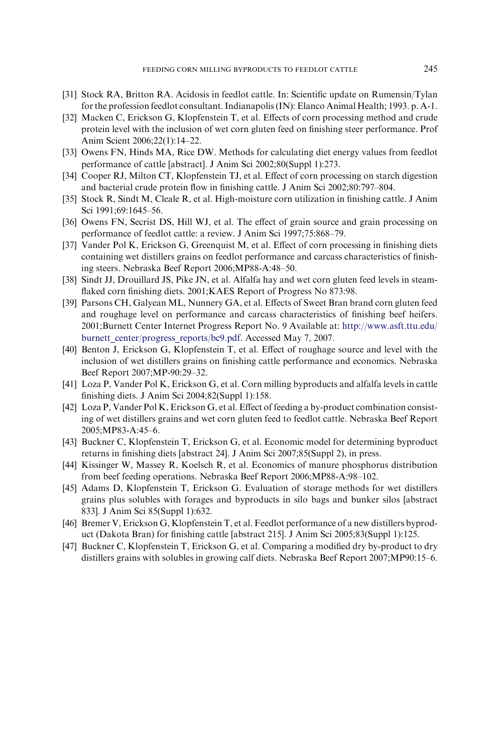[31] Stock RA, Britton RA. Acidosis in feedlot cattle. In: Scientific update on Rumensin/Tylan for the profession feedlot consultant. Indianapolis (IN): Elanco Animal Health; 1993. p. A-1.

[32] Macken C, Erickson G, Klopfenstein T, et al. Effects of corn processing method and crude protein level with the inclusion of wet corn gluten feed on finishing steer performance. Prof Anim Scient 2006;22(1):14–22.

[33] Owens FN, Hinds MA, Rice DW. Methods for calculating diet energy values from feedlot performance of cattle [abstract]. J Anim Sci 2002;80(Suppl 1):273.

[34] Cooper RJ, Milton CT, Klopfenstein TJ, et al. Effect of corn processing on starch digestion and bacterial crude protein flow in finishing cattle. J Anim Sci 2002;80:797–804.

[35] Stock R, Sindt M, Cleale R, et al. High-moisture corn utilization in finishing cattle. J Anim Sci 1991;69:1645–56.

[36] Owens FN, Secrist DS, Hill WJ, et al. The effect of grain source and grain processing on performance of feedlot cattle: a review. J Anim Sci 1997;75:868–79.

[37] Vander Pol K, Erickson G, Greenquist M, et al. Effect of corn processing in finishing diets containing wet distillers grains on feedlot performance and carcass characteristics of finishing steers. Nebraska Beef Report 2006;MP88-A:48–50.

[38] Sindt JJ, Drouillard JS, Pike JN, et al. Alfalfa hay and wet corn gluten feed levels in steam-flaked corn finishing diets. 2001;KAES Report of Progress No 873:98.

[39] Parsons CH, Galyean ML, Nunnery GA, et al. Effects of Sweet Bran brand corn gluten feed and roughage level on performance and carcass characteristics of finishing beef heifers. 2001;Burnett Center Internet Progress Report No. 9 Available at: http://www.asft.ttu.edu/burnett_center/progress_reports/bc9.pdf. Accessed May 7, 2007.

[40] Benton J, Erickson G, Klopfenstein T, et al. Effect of roughage source and level with the inclusion of wet distillers grains on finishing cattle performance and economics. Nebraska Beef Report 2007;MP-90:29–32.

[41] Loza P, Vander Pol K, Erickson G, et al. Corn milling byproducts and alfalfa levels in cattle finishing diets. J Anim Sci 2004;82(Suppl 1):158.

[42] Loza P, Vander Pol K, Erickson G, et al. Effect of feeding a by-product combination consisting of wet distillers grains and wet corn gluten feed to feedlot cattle. Nebraska Beef Report 2005;MP83-A:45–6.

[43] Buckner C, Klopfenstein T, Erickson G, et al. Economic model for determining byproduct returns in finishing diets [abstract 24]. J Anim Sci 2007;85(Suppl 2), in press.

[44] Kissinger W, Massey R, Koelsch R, et al. Economics of manure phosphorus distribution from beef feeding operations. Nebraska Beef Report 2006;MP88-A:98–102.

[45] Adams D, Klopfenstein T, Erickson G. Evaluation of storage methods for wet distillers grains plus solubles with forages and byproducts in silo bags and bunker silos [abstract 833]. J Anim Sci 85(Suppl 1):632.

[46] Bremer V, Erickson G, Klopfenstein T, et al. Feedlot performance of a new distillers byproduct (Dakota Bran) for finishing cattle [abstract 215]. J Anim Sci 2005;83(Suppl 1):125.

[47] Buckner C, Klopfenstein T, Erickson G, et al. Comparing a modified dry by-product to dry distillers grains with solubles in growing calf diets. Nebraska Beef Report 2007;MP90:15–6.